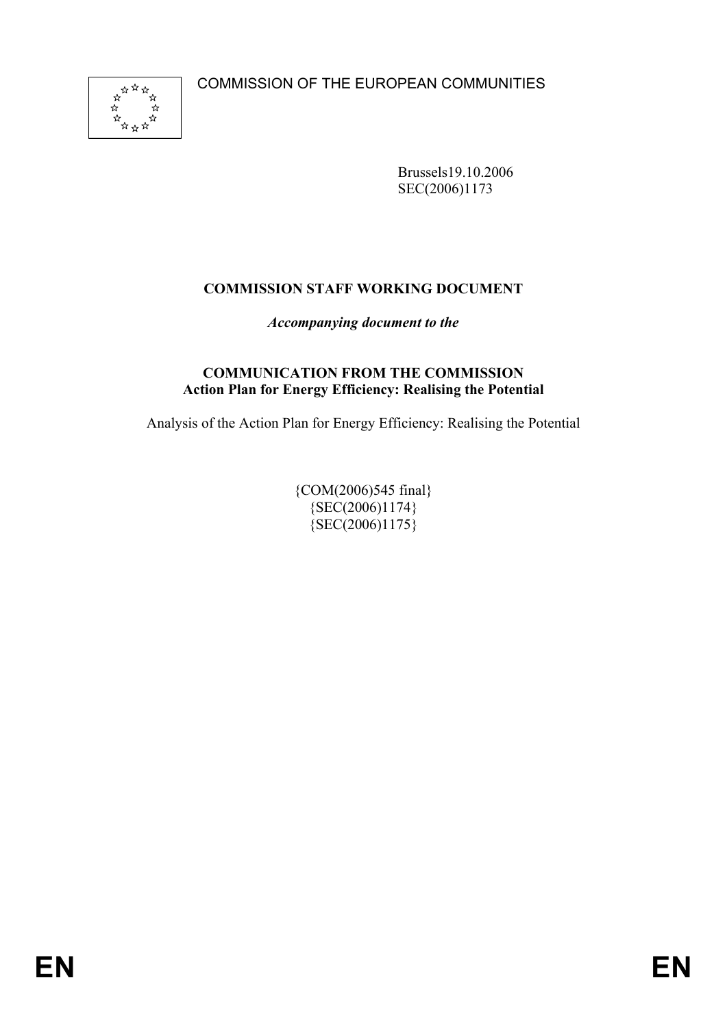COMMISSION OF THE EUROPEAN COMMUNITIES

Brussels19.10.2006
SEC(2006)1173

**COMMISSION STAFF WORKING DOCUMENT**

***Accompanying document to the***

**COMMUNICATION FROM THE COMMISSION**
**Action Plan for Energy Efficiency: Realising the Potential**

Analysis of the Action Plan for Energy Efficiency: Realising the Potential

{COM(2006)545 final}
{SEC(2006)1174}
{SEC(2006)1175}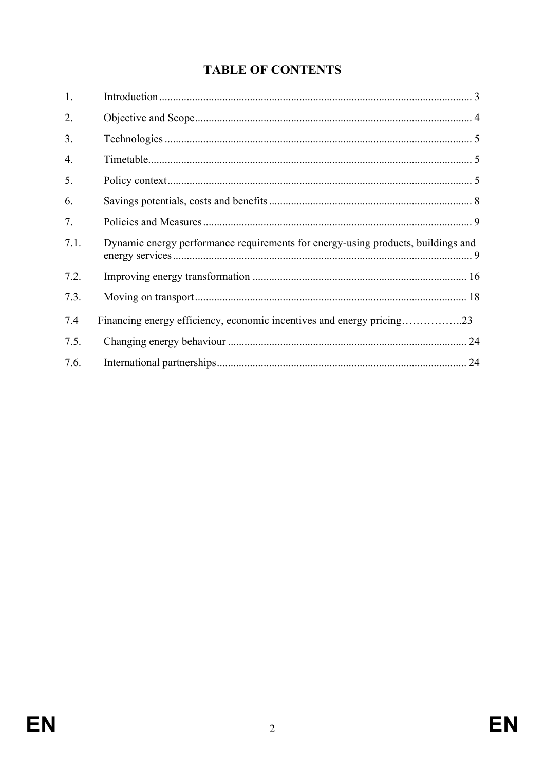# TABLE OF CONTENTS

| | | |
|---|---|---|
| 1. | Introduction | 3 |
| 2. | Objective and Scope | 4 |
| 3. | Technologies | 5 |
| 4. | Timetable | 5 |
| 5. | Policy context | 5 |
| 6. | Savings potentials, costs and benefits | 8 |
| 7. | Policies and Measures | 9 |
| 7.1. | Dynamic energy performance requirements for energy-using products, buildings and energy services | 9 |
| 7.2. | Improving energy transformation | 16 |
| 7.3. | Moving on transport | 18 |
| 7.4 | Financing energy efficiency, economic incentives and energy pricing | 23 |
| 7.5. | Changing energy behaviour | 24 |
| 7.6. | International partnerships | 24 |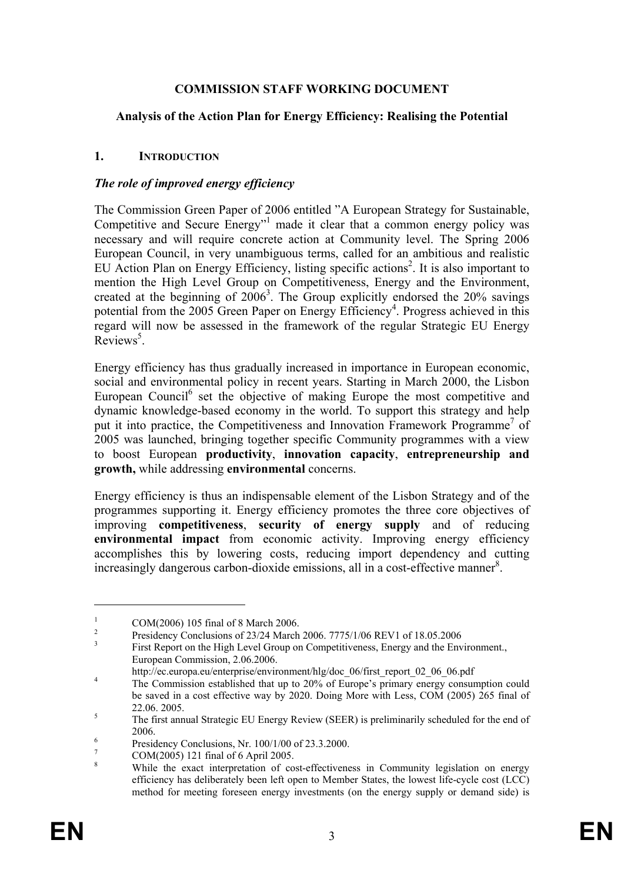**COMMISSION STAFF WORKING DOCUMENT**

**Analysis of the Action Plan for Energy Efficiency: Realising the Potential**

## 1. INTRODUCTION

### *The role of improved energy efficiency*

The Commission Green Paper of 2006 entitled "A European Strategy for Sustainable, Competitive and Secure Energy"[1] made it clear that a common energy policy was necessary and will require concrete action at Community level. The Spring 2006 European Council, in very unambiguous terms, called for an ambitious and realistic EU Action Plan on Energy Efficiency, listing specific actions[2]. It is also important to mention the High Level Group on Competitiveness, Energy and the Environment, created at the beginning of 2006[3]. The Group explicitly endorsed the 20% savings potential from the 2005 Green Paper on Energy Efficiency[4]. Progress achieved in this regard will now be assessed in the framework of the regular Strategic EU Energy Reviews[5].

Energy efficiency has thus gradually increased in importance in European economic, social and environmental policy in recent years. Starting in March 2000, the Lisbon European Council[6] set the objective of making Europe the most competitive and dynamic knowledge-based economy in the world. To support this strategy and help put it into practice, the Competitiveness and Innovation Framework Programme[7] of 2005 was launched, bringing together specific Community programmes with a view to boost European **productivity**, **innovation capacity**, **entrepreneurship and growth,** while addressing **environmental** concerns.

Energy efficiency is thus an indispensable element of the Lisbon Strategy and of the programmes supporting it. Energy efficiency promotes the three core objectives of improving **competitiveness**, **security of energy supply** and of reducing **environmental impact** from economic activity. Improving energy efficiency accomplishes this by lowering costs, reducing import dependency and cutting increasingly dangerous carbon-dioxide emissions, all in a cost-effective manner[8].

---

[1] COM(2006) 105 final of 8 March 2006.

[2] Presidency Conclusions of 23/24 March 2006. 7775/1/06 REV1 of 18.05.2006

[3] First Report on the High Level Group on Competitiveness, Energy and the Environment., European Commission, 2.06.2006. http://ec.europa.eu/enterprise/environment/hlg/doc_06/first_report_02_06_06.pdf

[4] The Commission established that up to 20% of Europe's primary energy consumption could be saved in a cost effective way by 2020. Doing More with Less, COM (2005) 265 final of 22.06. 2005.

[5] The first annual Strategic EU Energy Review (SEER) is preliminarily scheduled for the end of 2006.

[6] Presidency Conclusions, Nr. 100/1/00 of 23.3.2000.

[7] COM(2005) 121 final of 6 April 2005.

[8] While the exact interpretation of cost-effectiveness in Community legislation on energy efficiency has deliberately been left open to Member States, the lowest life-cycle cost (LCC) method for meeting foreseen energy investments (on the energy supply or demand side) is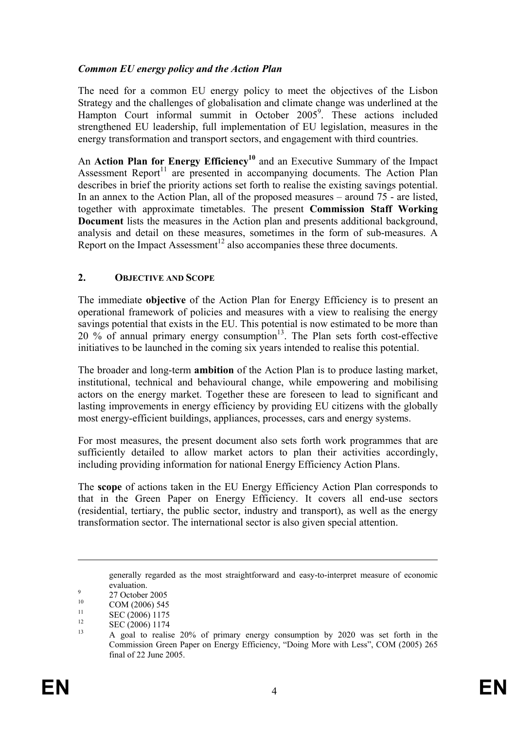### *Common EU energy policy and the Action Plan*

The need for a common EU energy policy to meet the objectives of the Lisbon Strategy and the challenges of globalisation and climate change was underlined at the Hampton Court informal summit in October 2005[9]. These actions included strengthened EU leadership, full implementation of EU legislation, measures in the energy transformation and transport sectors, and engagement with third countries.

An **Action Plan for Energy Efficiency**[10] and an Executive Summary of the Impact Assessment Report[11] are presented in accompanying documents. The Action Plan describes in brief the priority actions set forth to realise the existing savings potential. In an annex to the Action Plan, all of the proposed measures – around 75 - are listed, together with approximate timetables. The present **Commission Staff Working Document** lists the measures in the Action plan and presents additional background, analysis and detail on these measures, sometimes in the form of sub-measures. A Report on the Impact Assessment[12] also accompanies these three documents.

## 2. OBJECTIVE AND SCOPE

The immediate **objective** of the Action Plan for Energy Efficiency is to present an operational framework of policies and measures with a view to realising the energy savings potential that exists in the EU. This potential is now estimated to be more than 20 % of annual primary energy consumption[13]. The Plan sets forth cost-effective initiatives to be launched in the coming six years intended to realise this potential.

The broader and long-term **ambition** of the Action Plan is to produce lasting market, institutional, technical and behavioural change, while empowering and mobilising actors on the energy market. Together these are foreseen to lead to significant and lasting improvements in energy efficiency by providing EU citizens with the globally most energy-efficient buildings, appliances, processes, cars and energy systems.

For most measures, the present document also sets forth work programmes that are sufficiently detailed to allow market actors to plan their activities accordingly, including providing information for national Energy Efficiency Action Plans.

The **scope** of actions taken in the EU Energy Efficiency Action Plan corresponds to that in the Green Paper on Energy Efficiency. It covers all end-use sectors (residential, tertiary, the public sector, industry and transport), as well as the energy transformation sector. The international sector is also given special attention.

---

generally regarded as the most straightforward and easy-to-interpret measure of economic evaluation.

[9] 27 October 2005

[10] COM (2006) 545

[11] SEC (2006) 1175

[12] SEC (2006) 1174

[13] A goal to realise 20% of primary energy consumption by 2020 was set forth in the Commission Green Paper on Energy Efficiency, "Doing More with Less", COM (2005) 265 final of 22 June 2005.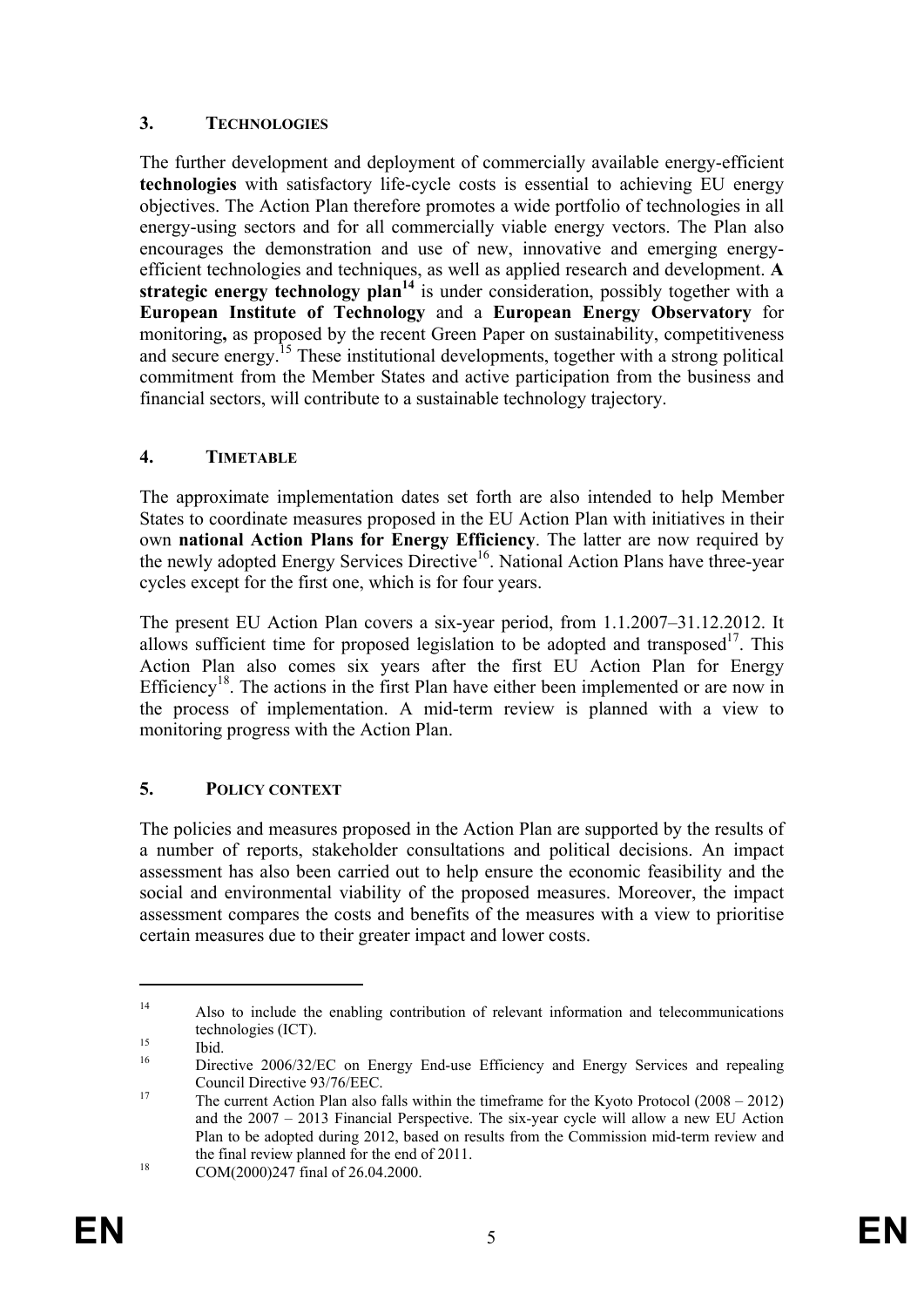## 3. TECHNOLOGIES

The further development and deployment of commercially available energy-efficient **technologies** with satisfactory life-cycle costs is essential to achieving EU energy objectives. The Action Plan therefore promotes a wide portfolio of technologies in all energy-using sectors and for all commercially viable energy vectors. The Plan also encourages the demonstration and use of new, innovative and emerging energy-efficient technologies and techniques, as well as applied research and development. **A strategic energy technology plan**[14] is under consideration, possibly together with a **European Institute of Technology** and a **European Energy Observatory** for monitoring**,** as proposed by the recent Green Paper on sustainability, competitiveness and secure energy.[15] These institutional developments, together with a strong political commitment from the Member States and active participation from the business and financial sectors, will contribute to a sustainable technology trajectory.

## 4. TIMETABLE

The approximate implementation dates set forth are also intended to help Member States to coordinate measures proposed in the EU Action Plan with initiatives in their own **national Action Plans for Energy Efficiency**. The latter are now required by the newly adopted Energy Services Directive[16]. National Action Plans have three-year cycles except for the first one, which is for four years.

The present EU Action Plan covers a six-year period, from 1.1.2007–31.12.2012. It allows sufficient time for proposed legislation to be adopted and transposed[17]. This Action Plan also comes six years after the first EU Action Plan for Energy Efficiency[18]. The actions in the first Plan have either been implemented or are now in the process of implementation. A mid-term review is planned with a view to monitoring progress with the Action Plan.

## 5. POLICY CONTEXT

The policies and measures proposed in the Action Plan are supported by the results of a number of reports, stakeholder consultations and political decisions. An impact assessment has also been carried out to help ensure the economic feasibility and the social and environmental viability of the proposed measures. Moreover, the impact assessment compares the costs and benefits of the measures with a view to prioritise certain measures due to their greater impact and lower costs.

---

[14] Also to include the enabling contribution of relevant information and telecommunications technologies (ICT).

[15] Ibid.

[16] Directive 2006/32/EC on Energy End-use Efficiency and Energy Services and repealing Council Directive 93/76/EEC.

[17] The current Action Plan also falls within the timeframe for the Kyoto Protocol (2008 – 2012) and the 2007 – 2013 Financial Perspective. The six-year cycle will allow a new EU Action Plan to be adopted during 2012, based on results from the Commission mid-term review and the final review planned for the end of 2011.

[18] COM(2000)247 final of 26.04.2000.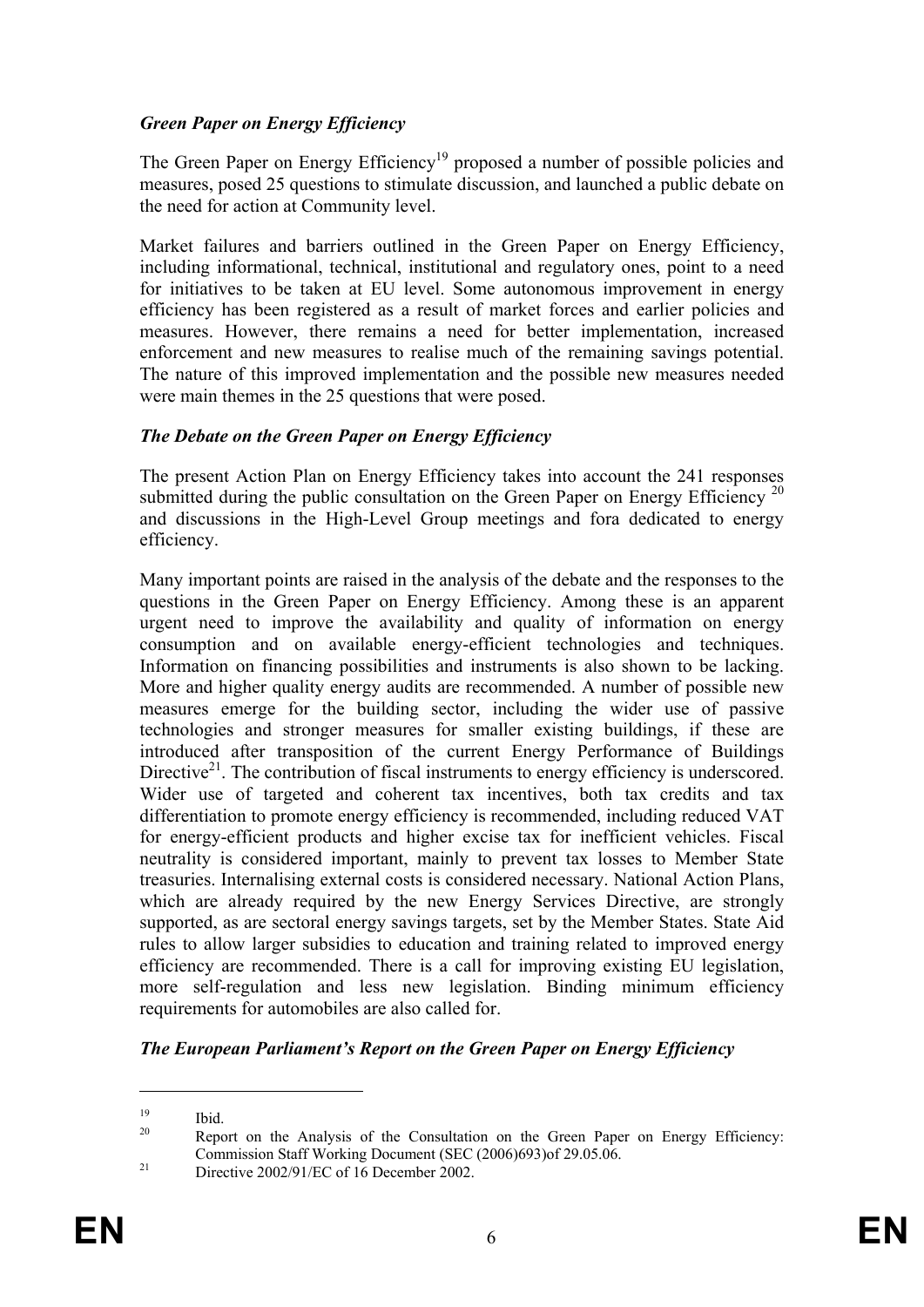***Green Paper on Energy Efficiency***

The Green Paper on Energy Efficiency[19] proposed a number of possible policies and measures, posed 25 questions to stimulate discussion, and launched a public debate on the need for action at Community level.

Market failures and barriers outlined in the Green Paper on Energy Efficiency, including informational, technical, institutional and regulatory ones, point to a need for initiatives to be taken at EU level. Some autonomous improvement in energy efficiency has been registered as a result of market forces and earlier policies and measures. However, there remains a need for better implementation, increased enforcement and new measures to realise much of the remaining savings potential. The nature of this improved implementation and the possible new measures needed were main themes in the 25 questions that were posed.

***The Debate on the Green Paper on Energy Efficiency***

The present Action Plan on Energy Efficiency takes into account the 241 responses submitted during the public consultation on the Green Paper on Energy Efficiency [20] and discussions in the High-Level Group meetings and fora dedicated to energy efficiency.

Many important points are raised in the analysis of the debate and the responses to the questions in the Green Paper on Energy Efficiency. Among these is an apparent urgent need to improve the availability and quality of information on energy consumption and on available energy-efficient technologies and techniques. Information on financing possibilities and instruments is also shown to be lacking. More and higher quality energy audits are recommended. A number of possible new measures emerge for the building sector, including the wider use of passive technologies and stronger measures for smaller existing buildings, if these are introduced after transposition of the current Energy Performance of Buildings Directive[21]. The contribution of fiscal instruments to energy efficiency is underscored. Wider use of targeted and coherent tax incentives, both tax credits and tax differentiation to promote energy efficiency is recommended, including reduced VAT for energy-efficient products and higher excise tax for inefficient vehicles. Fiscal neutrality is considered important, mainly to prevent tax losses to Member State treasuries. Internalising external costs is considered necessary. National Action Plans, which are already required by the new Energy Services Directive, are strongly supported, as are sectoral energy savings targets, set by the Member States. State Aid rules to allow larger subsidies to education and training related to improved energy efficiency are recommended. There is a call for improving existing EU legislation, more self-regulation and less new legislation. Binding minimum efficiency requirements for automobiles are also called for.

***The European Parliament's Report on the Green Paper on Energy Efficiency***

---

[19] Ibid.

[20] Report on the Analysis of the Consultation on the Green Paper on Energy Efficiency: Commission Staff Working Document (SEC (2006)693)of 29.05.06.

[21] Directive 2002/91/EC of 16 December 2002.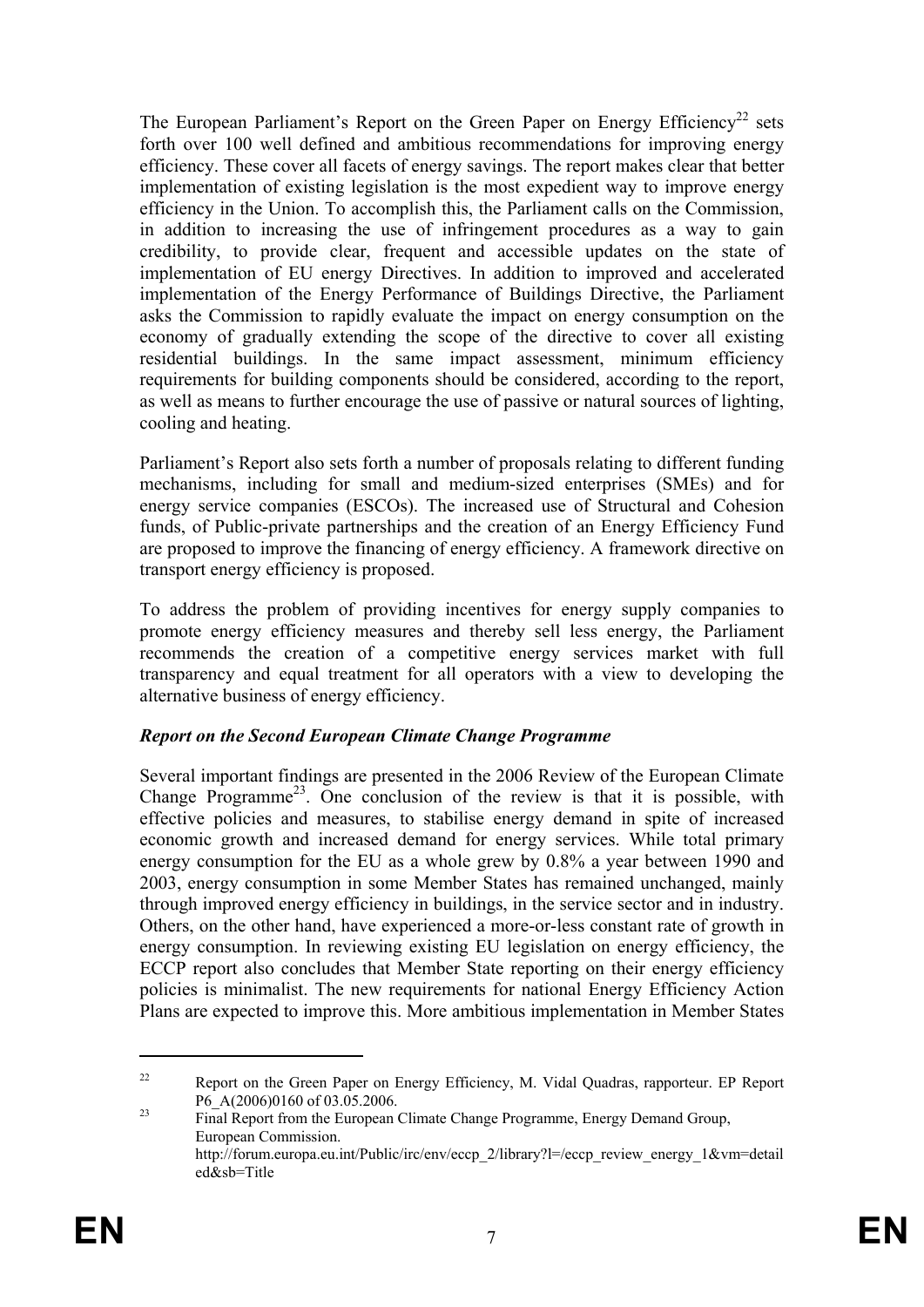The European Parliament's Report on the Green Paper on Energy Efficiency[22] sets forth over 100 well defined and ambitious recommendations for improving energy efficiency. These cover all facets of energy savings. The report makes clear that better implementation of existing legislation is the most expedient way to improve energy efficiency in the Union. To accomplish this, the Parliament calls on the Commission, in addition to increasing the use of infringement procedures as a way to gain credibility, to provide clear, frequent and accessible updates on the state of implementation of EU energy Directives. In addition to improved and accelerated implementation of the Energy Performance of Buildings Directive, the Parliament asks the Commission to rapidly evaluate the impact on energy consumption on the economy of gradually extending the scope of the directive to cover all existing residential buildings. In the same impact assessment, minimum efficiency requirements for building components should be considered, according to the report, as well as means to further encourage the use of passive or natural sources of lighting, cooling and heating.

Parliament's Report also sets forth a number of proposals relating to different funding mechanisms, including for small and medium-sized enterprises (SMEs) and for energy service companies (ESCOs). The increased use of Structural and Cohesion funds, of Public-private partnerships and the creation of an Energy Efficiency Fund are proposed to improve the financing of energy efficiency. A framework directive on transport energy efficiency is proposed.

To address the problem of providing incentives for energy supply companies to promote energy efficiency measures and thereby sell less energy, the Parliament recommends the creation of a competitive energy services market with full transparency and equal treatment for all operators with a view to developing the alternative business of energy efficiency.

***Report on the Second European Climate Change Programme***

Several important findings are presented in the 2006 Review of the European Climate Change Programme[23]. One conclusion of the review is that it is possible, with effective policies and measures, to stabilise energy demand in spite of increased economic growth and increased demand for energy services. While total primary energy consumption for the EU as a whole grew by 0.8% a year between 1990 and 2003, energy consumption in some Member States has remained unchanged, mainly through improved energy efficiency in buildings, in the service sector and in industry. Others, on the other hand, have experienced a more-or-less constant rate of growth in energy consumption. In reviewing existing EU legislation on energy efficiency, the ECCP report also concludes that Member State reporting on their energy efficiency policies is minimalist. The new requirements for national Energy Efficiency Action Plans are expected to improve this. More ambitious implementation in Member States

---

[22] Report on the Green Paper on Energy Efficiency, M. Vidal Quadras, rapporteur. EP Report P6_A(2006)0160 of 03.05.2006.

[23] Final Report from the European Climate Change Programme, Energy Demand Group, European Commission. http://forum.europa.eu.int/Public/irc/env/eccp_2/library?l=/eccp_review_energy_1&vm=detailed&sb=Title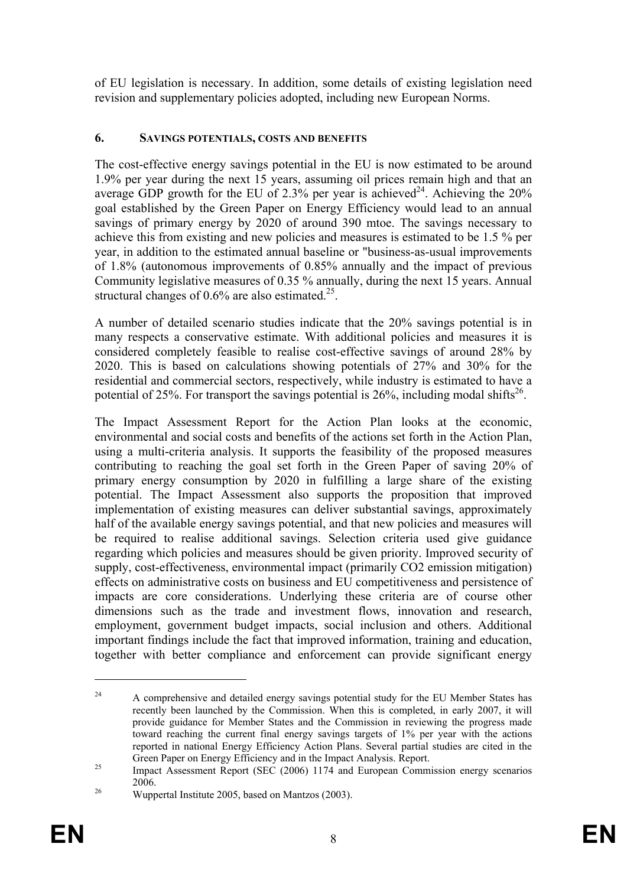of EU legislation is necessary. In addition, some details of existing legislation need revision and supplementary policies adopted, including new European Norms.

## 6. SAVINGS POTENTIALS, COSTS AND BENEFITS

The cost-effective energy savings potential in the EU is now estimated to be around 1.9% per year during the next 15 years, assuming oil prices remain high and that an average GDP growth for the EU of 2.3% per year is achieved[24]. Achieving the 20% goal established by the Green Paper on Energy Efficiency would lead to an annual savings of primary energy by 2020 of around 390 mtoe. The savings necessary to achieve this from existing and new policies and measures is estimated to be 1.5 % per year, in addition to the estimated annual baseline or "business-as-usual improvements of 1.8% (autonomous improvements of 0.85% annually and the impact of previous Community legislative measures of 0.35 % annually, during the next 15 years. Annual structural changes of 0.6% are also estimated.[25].

A number of detailed scenario studies indicate that the 20% savings potential is in many respects a conservative estimate. With additional policies and measures it is considered completely feasible to realise cost-effective savings of around 28% by 2020. This is based on calculations showing potentials of 27% and 30% for the residential and commercial sectors, respectively, while industry is estimated to have a potential of 25%. For transport the savings potential is 26%, including modal shifts[26].

The Impact Assessment Report for the Action Plan looks at the economic, environmental and social costs and benefits of the actions set forth in the Action Plan, using a multi-criteria analysis. It supports the feasibility of the proposed measures contributing to reaching the goal set forth in the Green Paper of saving 20% of primary energy consumption by 2020 in fulfilling a large share of the existing potential. The Impact Assessment also supports the proposition that improved implementation of existing measures can deliver substantial savings, approximately half of the available energy savings potential, and that new policies and measures will be required to realise additional savings. Selection criteria used give guidance regarding which policies and measures should be given priority. Improved security of supply, cost-effectiveness, environmental impact (primarily $CO_2$ emission mitigation) effects on administrative costs on business and EU competitiveness and persistence of impacts are core considerations. Underlying these criteria are of course other dimensions such as the trade and investment flows, innovation and research, employment, government budget impacts, social inclusion and others. Additional important findings include the fact that improved information, training and education, together with better compliance and enforcement can provide significant energy

---

[24] A comprehensive and detailed energy savings potential study for the EU Member States has recently been launched by the Commission. When this is completed, in early 2007, it will provide guidance for Member States and the Commission in reviewing the progress made toward reaching the current final energy savings targets of 1% per year with the actions reported in national Energy Efficiency Action Plans. Several partial studies are cited in the Green Paper on Energy Efficiency and in the Impact Analysis. Report.

[25] Impact Assessment Report (SEC (2006) 1174 and European Commission energy scenarios 2006.

[26] Wuppertal Institute 2005, based on Mantzos (2003).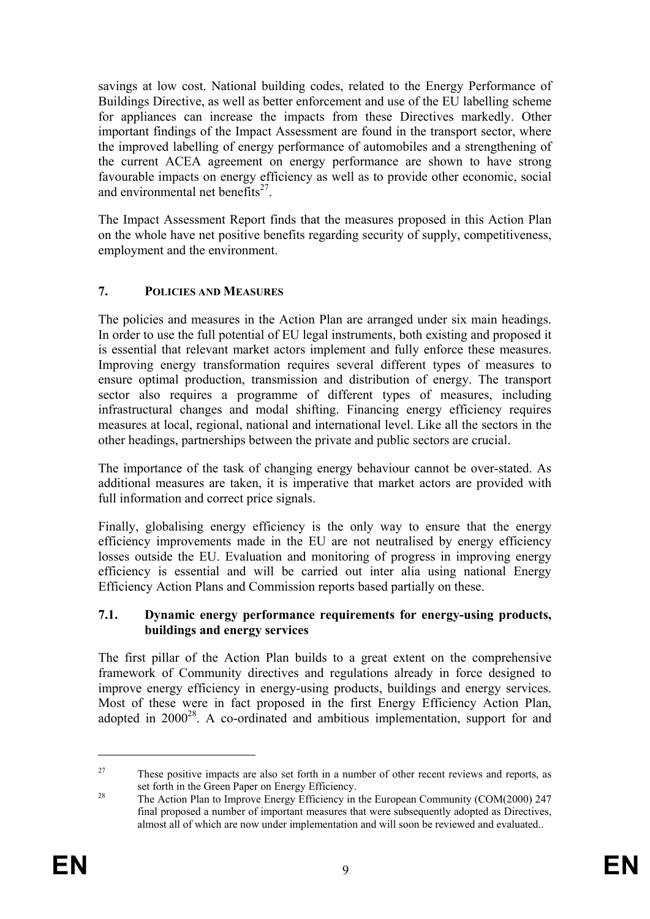savings at low cost. National building codes, related to the Energy Performance of Buildings Directive, as well as better enforcement and use of the EU labelling scheme for appliances can increase the impacts from these Directives markedly. Other important findings of the Impact Assessment are found in the transport sector, where the improved labelling of energy performance of automobiles and a strengthening of the current ACEA agreement on energy performance are shown to have strong favourable impacts on energy efficiency as well as to provide other economic, social and environmental net benefits[27].

The Impact Assessment Report finds that the measures proposed in this Action Plan on the whole have net positive benefits regarding security of supply, competitiveness, employment and the environment.

## 7. POLICIES AND MEASURES

The policies and measures in the Action Plan are arranged under six main headings. In order to use the full potential of EU legal instruments, both existing and proposed it is essential that relevant market actors implement and fully enforce these measures. Improving energy transformation requires several different types of measures to ensure optimal production, transmission and distribution of energy. The transport sector also requires a programme of different types of measures, including infrastructural changes and modal shifting. Financing energy efficiency requires measures at local, regional, national and international level. Like all the sectors in the other headings, partnerships between the private and public sectors are crucial.

The importance of the task of changing energy behaviour cannot be over-stated. As additional measures are taken, it is imperative that market actors are provided with full information and correct price signals.

Finally, globalising energy efficiency is the only way to ensure that the energy efficiency improvements made in the EU are not neutralised by energy efficiency losses outside the EU. Evaluation and monitoring of progress in improving energy efficiency is essential and will be carried out inter alia using national Energy Efficiency Action Plans and Commission reports based partially on these.

### 7.1. Dynamic energy performance requirements for energy-using products, buildings and energy services

The first pillar of the Action Plan builds to a great extent on the comprehensive framework of Community directives and regulations already in force designed to improve energy efficiency in energy-using products, buildings and energy services. Most of these were in fact proposed in the first Energy Efficiency Action Plan, adopted in 2000[28]. A co-ordinated and ambitious implementation, support for and

---

[27] These positive impacts are also set forth in a number of other recent reviews and reports, as set forth in the Green Paper on Energy Efficiency.

[28] The Action Plan to Improve Energy Efficiency in the European Community (COM(2000) 247 final proposed a number of important measures that were subsequently adopted as Directives, almost all of which are now under implementation and will soon be reviewed and evaluated..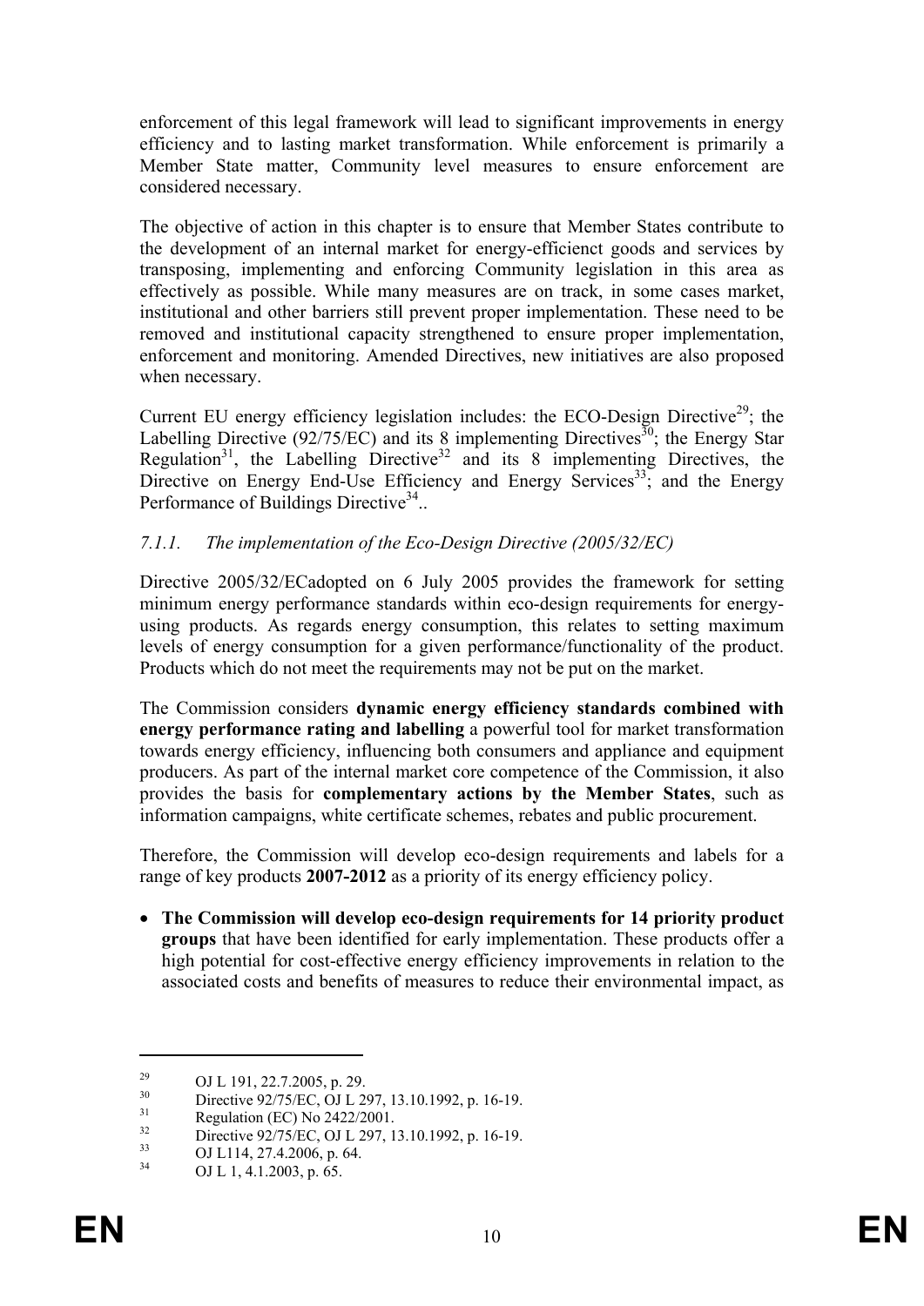enforcement of this legal framework will lead to significant improvements in energy efficiency and to lasting market transformation. While enforcement is primarily a Member State matter, Community level measures to ensure enforcement are considered necessary.

The objective of action in this chapter is to ensure that Member States contribute to the development of an internal market for energy-efficienct goods and services by transposing, implementing and enforcing Community legislation in this area as effectively as possible. While many measures are on track, in some cases market, institutional and other barriers still prevent proper implementation. These need to be removed and institutional capacity strengthened to ensure proper implementation, enforcement and monitoring. Amended Directives, new initiatives are also proposed when necessary.

Current EU energy efficiency legislation includes: the ECO-Design Directive[29]; the Labelling Directive (92/75/EC) and its 8 implementing Directives[30]; the Energy Star Regulation[31], the Labelling Directive[32] and its 8 implementing Directives, the Directive on Energy End-Use Efficiency and Energy Services[33]; and the Energy Performance of Buildings Directive[34]..

### *7.1.1. The implementation of the Eco-Design Directive (2005/32/EC)*

Directive 2005/32/ECadopted on 6 July 2005 provides the framework for setting minimum energy performance standards within eco-design requirements for energy-using products. As regards energy consumption, this relates to setting maximum levels of energy consumption for a given performance/functionality of the product. Products which do not meet the requirements may not be put on the market.

The Commission considers **dynamic energy efficiency standards combined with energy performance rating and labelling** a powerful tool for market transformation towards energy efficiency, influencing both consumers and appliance and equipment producers. As part of the internal market core competence of the Commission, it also provides the basis for **complementary actions by the Member States**, such as information campaigns, white certificate schemes, rebates and public procurement.

Therefore, the Commission will develop eco-design requirements and labels for a range of key products **2007-2012** as a priority of its energy efficiency policy.

- **The Commission will develop eco-design requirements for 14 priority product groups** that have been identified for early implementation. These products offer a high potential for cost-effective energy efficiency improvements in relation to the associated costs and benefits of measures to reduce their environmental impact, as

---

[29] OJ L 191, 22.7.2005, p. 29.

[30] Directive 92/75/EC, OJ L 297, 13.10.1992, p. 16-19.

[31] Regulation (EC) No 2422/2001.

[32] Directive 92/75/EC, OJ L 297, 13.10.1992, p. 16-19.

[33] OJ L114, 27.4.2006, p. 64.

[34] OJ L 1, 4.1.2003, p. 65.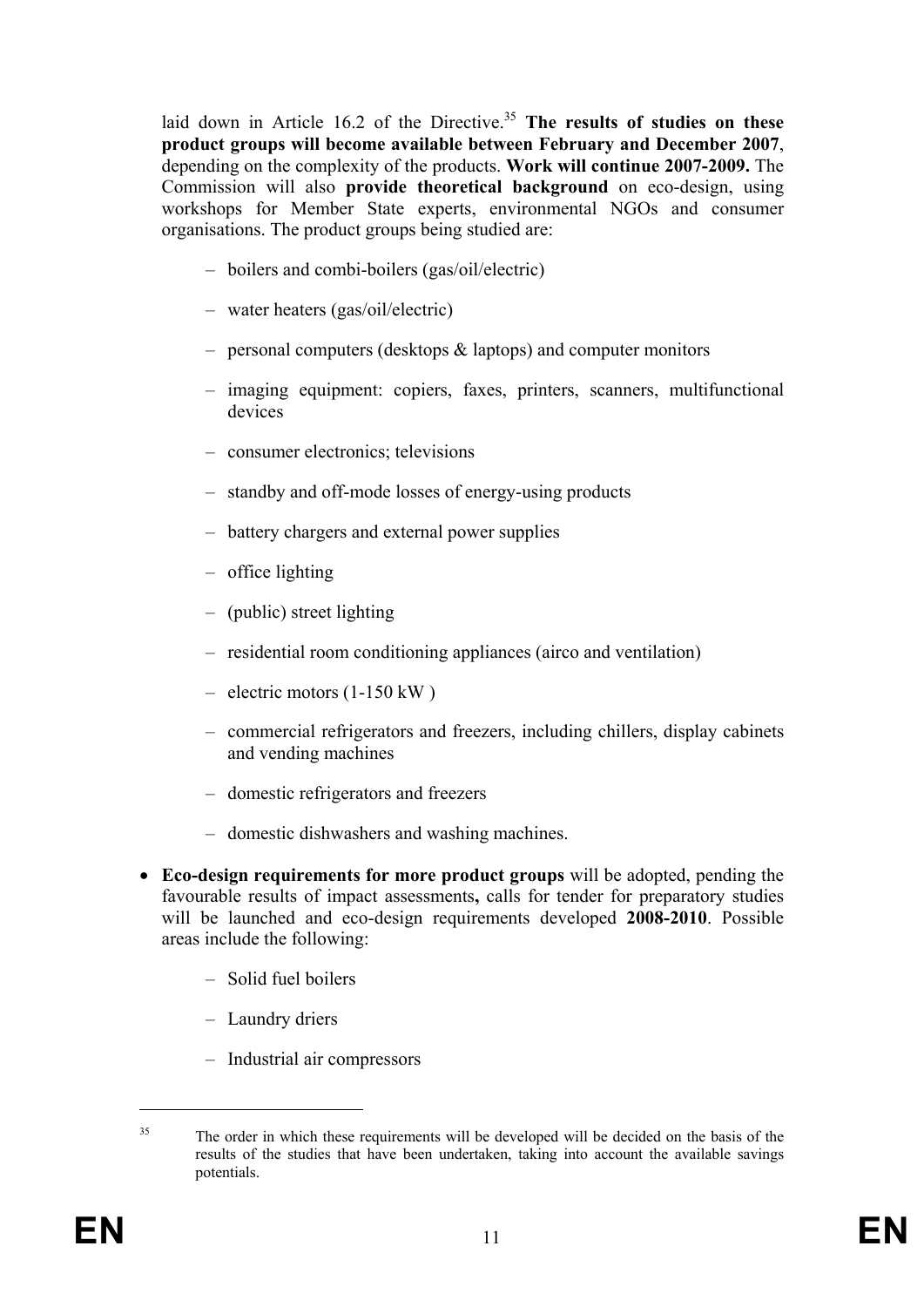laid down in Article 16.2 of the Directive.[35] **The results of studies on these product groups will become available between February and December 2007**, depending on the complexity of the products. **Work will continue 2007-2009.** The Commission will also **provide theoretical background** on eco-design, using workshops for Member State experts, environmental NGOs and consumer organisations. The product groups being studied are:

- boilers and combi-boilers (gas/oil/electric)
- water heaters (gas/oil/electric)
- personal computers (desktops & laptops) and computer monitors
- imaging equipment: copiers, faxes, printers, scanners, multifunctional devices
- consumer electronics; televisions
- standby and off-mode losses of energy-using products
- battery chargers and external power supplies
- office lighting
- (public) street lighting
- residential room conditioning appliances (airco and ventilation)
- electric motors (1-150 kW )
- commercial refrigerators and freezers, including chillers, display cabinets and vending machines
- domestic refrigerators and freezers
- domestic dishwashers and washing machines.

- **Eco-design requirements for more product groups** will be adopted, pending the favourable results of impact assessments**,** calls for tender for preparatory studies will be launched and eco-design requirements developed **2008-2010**. Possible areas include the following:
  - Solid fuel boilers
  - Laundry driers
  - Industrial air compressors

[35] The order in which these requirements will be developed will be decided on the basis of the results of the studies that have been undertaken, taking into account the available savings potentials.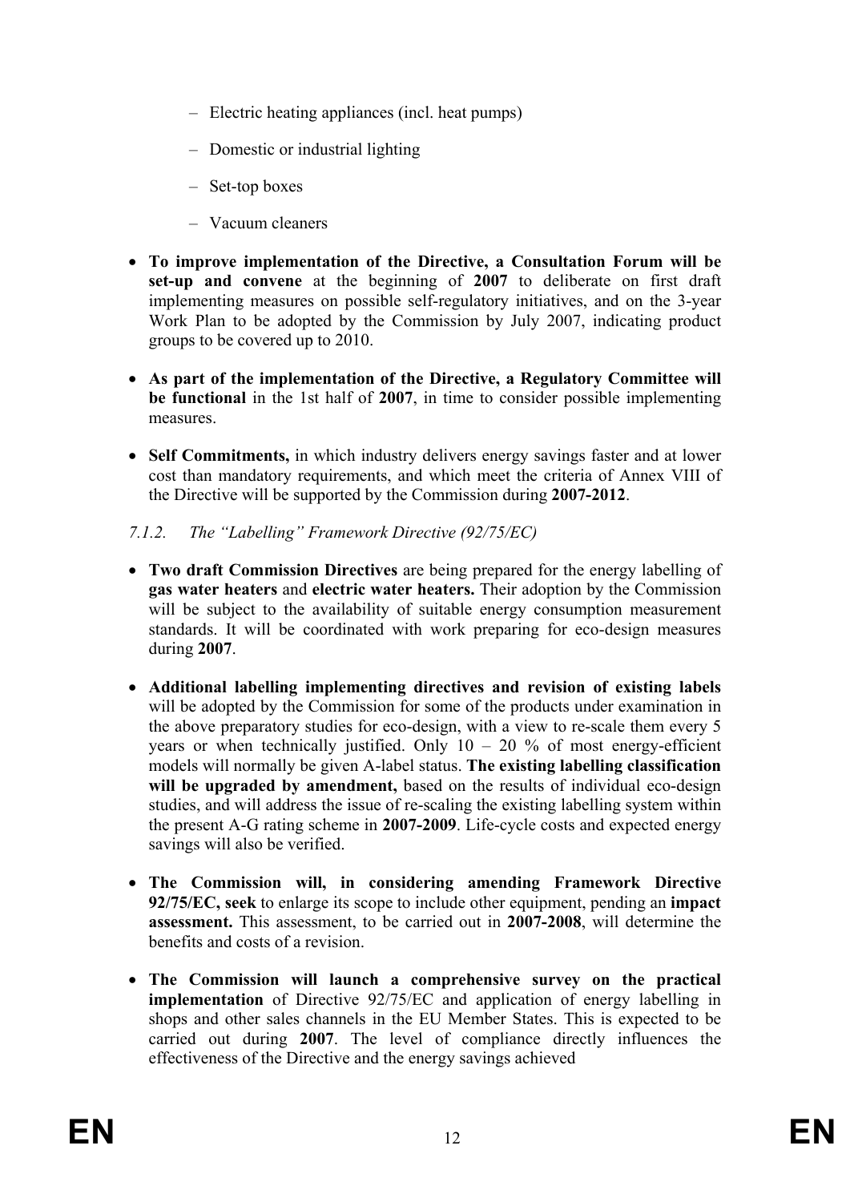- Electric heating appliances (incl. heat pumps)
- Domestic or industrial lighting
- Set-top boxes
- Vacuum cleaners

- **To improve implementation of the Directive, a Consultation Forum will be set-up and convene** at the beginning of **2007** to deliberate on first draft implementing measures on possible self-regulatory initiatives, and on the 3-year Work Plan to be adopted by the Commission by July 2007, indicating product groups to be covered up to 2010.

- **As part of the implementation of the Directive, a Regulatory Committee will be functional** in the 1st half of **2007**, in time to consider possible implementing measures.

- **Self Commitments,** in which industry delivers energy savings faster and at lower cost than mandatory requirements, and which meet the criteria of Annex VIII of the Directive will be supported by the Commission during **2007-2012**.

*7.1.2. The "Labelling" Framework Directive (92/75/EC)*

- **Two draft Commission Directives** are being prepared for the energy labelling of **gas water heaters** and **electric water heaters.** Their adoption by the Commission will be subject to the availability of suitable energy consumption measurement standards. It will be coordinated with work preparing for eco-design measures during **2007**.

- **Additional labelling implementing directives and revision of existing labels** will be adopted by the Commission for some of the products under examination in the above preparatory studies for eco-design, with a view to re-scale them every 5 years or when technically justified. Only 10 – 20 % of most energy-efficient models will normally be given A-label status. **The existing labelling classification will be upgraded by amendment,** based on the results of individual eco-design studies, and will address the issue of re-scaling the existing labelling system within the present A-G rating scheme in **2007-2009**. Life-cycle costs and expected energy savings will also be verified.

- **The Commission will, in considering amending Framework Directive 92/75/EC, seek** to enlarge its scope to include other equipment, pending an **impact assessment.** This assessment, to be carried out in **2007-2008**, will determine the benefits and costs of a revision.

- **The Commission will launch a comprehensive survey on the practical implementation** of Directive 92/75/EC and application of energy labelling in shops and other sales channels in the EU Member States. This is expected to be carried out during **2007**. The level of compliance directly influences the effectiveness of the Directive and the energy savings achieved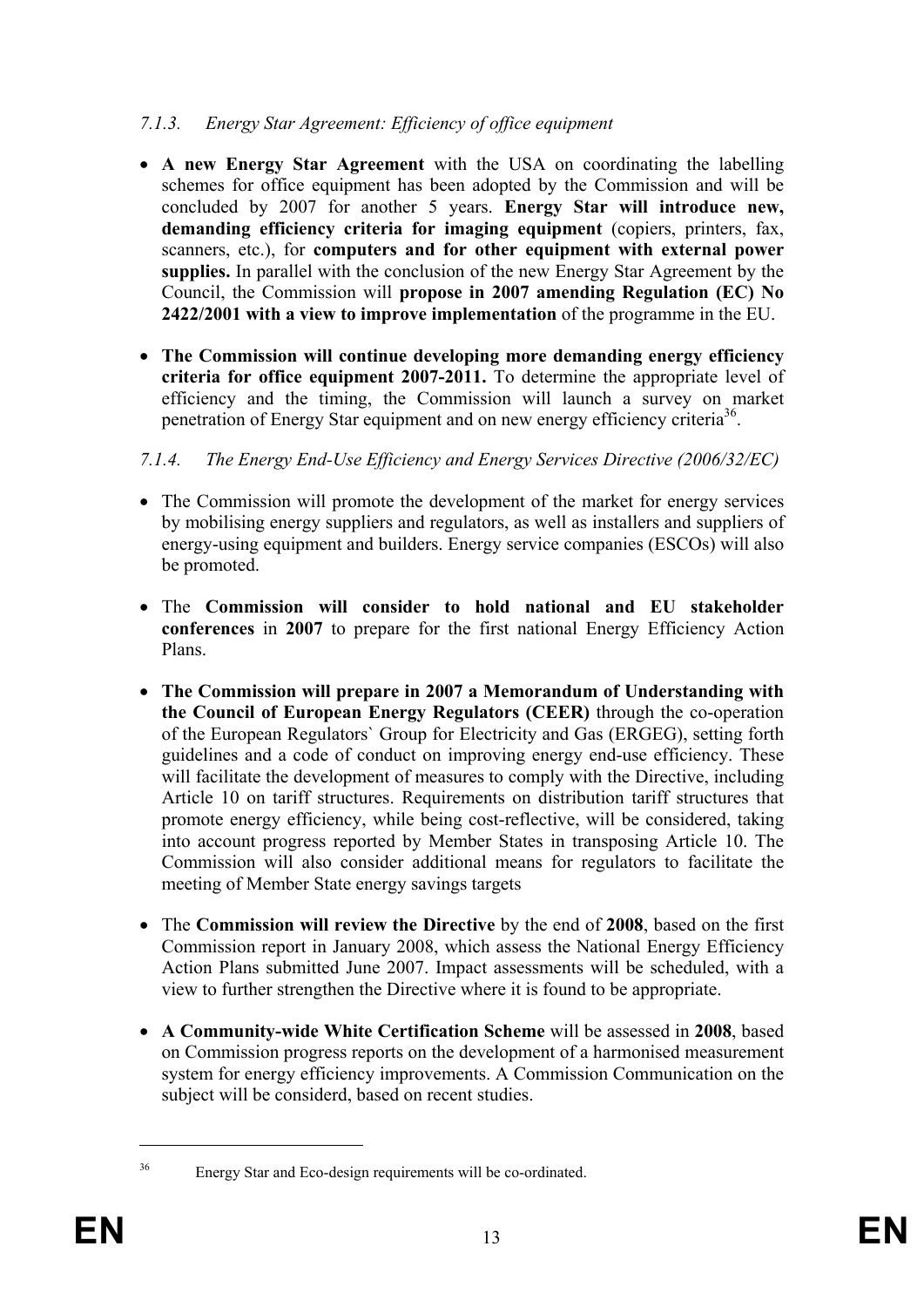#### *7.1.3. Energy Star Agreement: Efficiency of office equipment*

- **A new Energy Star Agreement** with the USA on coordinating the labelling schemes for office equipment has been adopted by the Commission and will be concluded by 2007 for another 5 years. **Energy Star will introduce new, demanding efficiency criteria for imaging equipment** (copiers, printers, fax, scanners, etc.), for **computers and for other equipment with external power supplies.** In parallel with the conclusion of the new Energy Star Agreement by the Council, the Commission will **propose in 2007 amending Regulation (EC) No 2422/2001 with a view to improve implementation** of the programme in the EU.

- **The Commission will continue developing more demanding energy efficiency criteria for office equipment 2007-2011.** To determine the appropriate level of efficiency and the timing, the Commission will launch a survey on market penetration of Energy Star equipment and on new energy efficiency criteria[36].

#### *7.1.4. The Energy End-Use Efficiency and Energy Services Directive (2006/32/EC)*

- The Commission will promote the development of the market for energy services by mobilising energy suppliers and regulators, as well as installers and suppliers of energy-using equipment and builders. Energy service companies (ESCOs) will also be promoted.

- The **Commission will consider to hold national and EU stakeholder conferences** in **2007** to prepare for the first national Energy Efficiency Action Plans.

- **The Commission will prepare in 2007 a Memorandum of Understanding with the Council of European Energy Regulators (CEER)** through the co-operation of the European Regulators` Group for Electricity and Gas (ERGEG), setting forth guidelines and a code of conduct on improving energy end-use efficiency. These will facilitate the development of measures to comply with the Directive, including Article 10 on tariff structures. Requirements on distribution tariff structures that promote energy efficiency, while being cost-reflective, will be considered, taking into account progress reported by Member States in transposing Article 10. The Commission will also consider additional means for regulators to facilitate the meeting of Member State energy savings targets

- The **Commission will review the Directive** by the end of **2008**, based on the first Commission report in January 2008, which assess the National Energy Efficiency Action Plans submitted June 2007. Impact assessments will be scheduled, with a view to further strengthen the Directive where it is found to be appropriate.

- **A Community-wide White Certification Scheme** will be assessed in **2008**, based on Commission progress reports on the development of a harmonised measurement system for energy efficiency improvements. A Commission Communication on the subject will be considerd, based on recent studies.

---

[36] Energy Star and Eco-design requirements will be co-ordinated.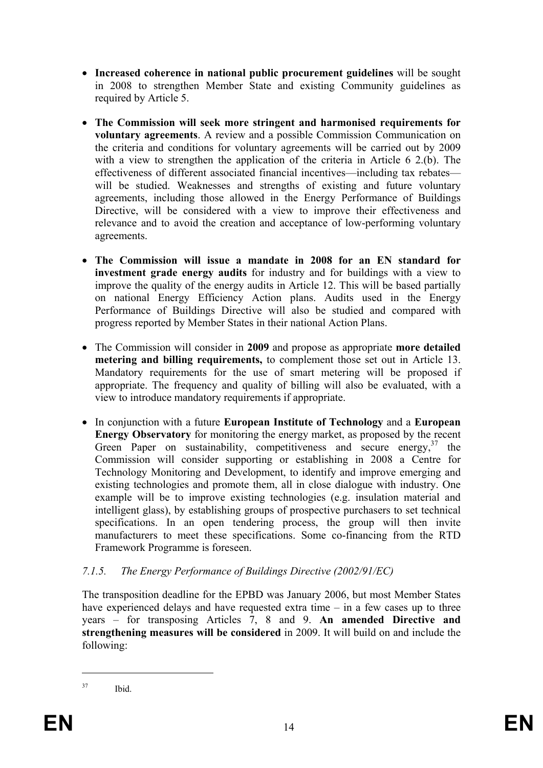- **Increased coherence in national public procurement guidelines** will be sought in 2008 to strengthen Member State and existing Community guidelines as required by Article 5.

- **The Commission will seek more stringent and harmonised requirements for voluntary agreements**. A review and a possible Commission Communication on the criteria and conditions for voluntary agreements will be carried out by 2009 with a view to strengthen the application of the criteria in Article 6 2.(b). The effectiveness of different associated financial incentives—including tax rebates—will be studied. Weaknesses and strengths of existing and future voluntary agreements, including those allowed in the Energy Performance of Buildings Directive, will be considered with a view to improve their effectiveness and relevance and to avoid the creation and acceptance of low-performing voluntary agreements.

- **The Commission will issue a mandate in 2008 for an EN standard for investment grade energy audits** for industry and for buildings with a view to improve the quality of the energy audits in Article 12. This will be based partially on national Energy Efficiency Action plans. Audits used in the Energy Performance of Buildings Directive will also be studied and compared with progress reported by Member States in their national Action Plans.

- The Commission will consider in **2009** and propose as appropriate **more detailed metering and billing requirements,** to complement those set out in Article 13. Mandatory requirements for the use of smart metering will be proposed if appropriate. The frequency and quality of billing will also be evaluated, with a view to introduce mandatory requirements if appropriate.

- In conjunction with a future **European Institute of Technology** and a **European Energy Observatory** for monitoring the energy market, as proposed by the recent Green Paper on sustainability, competitiveness and secure energy,[37] the Commission will consider supporting or establishing in 2008 a Centre for Technology Monitoring and Development, to identify and improve emerging and existing technologies and promote them, all in close dialogue with industry. One example will be to improve existing technologies (e.g. insulation material and intelligent glass), by establishing groups of prospective purchasers to set technical specifications. In an open tendering process, the group will then invite manufacturers to meet these specifications. Some co-financing from the RTD Framework Programme is foreseen.

#### *7.1.5. The Energy Performance of Buildings Directive (2002/91/EC)*

The transposition deadline for the EPBD was January 2006, but most Member States have experienced delays and have requested extra time – in a few cases up to three years – for transposing Articles 7, 8 and 9. **An amended Directive and strengthening measures will be considered** in 2009. It will build on and include the following:

---

[37] Ibid.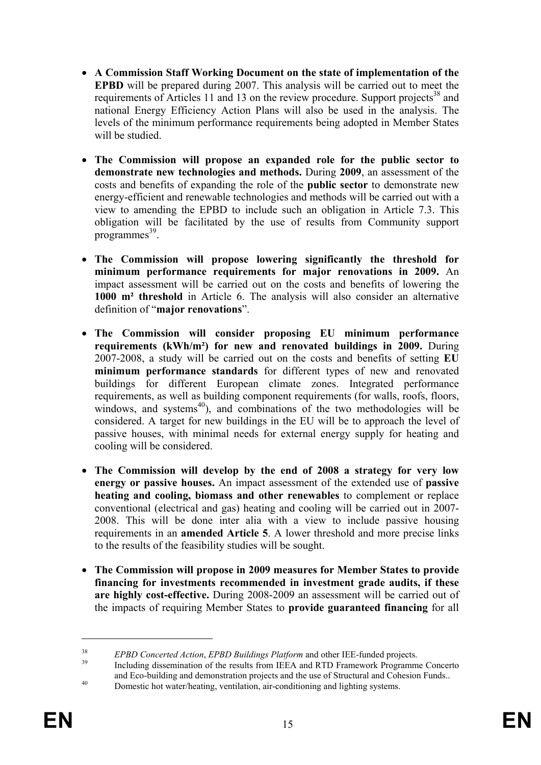- **A Commission Staff Working Document on the state of implementation of the EPBD** will be prepared during 2007. This analysis will be carried out to meet the requirements of Articles 11 and 13 on the review procedure. Support projects[38] and national Energy Efficiency Action Plans will also be used in the analysis. The levels of the minimum performance requirements being adopted in Member States will be studied.

- **The Commission will propose an expanded role for the public sector to demonstrate new technologies and methods.** During **2009**, an assessment of the costs and benefits of expanding the role of the **public sector** to demonstrate new energy-efficient and renewable technologies and methods will be carried out with a view to amending the EPBD to include such an obligation in Article 7.3. This obligation will be facilitated by the use of results from Community support programmes[39].

- **The Commission will propose lowering significantly the threshold for minimum performance requirements for major renovations in 2009.** An impact assessment will be carried out on the costs and benefits of lowering the **1000 m² threshold** in Article 6. The analysis will also consider an alternative definition of "**major renovations**".

- **The Commission will consider proposing EU minimum performance requirements (kWh/m²) for new and renovated buildings in 2009.** During 2007-2008, a study will be carried out on the costs and benefits of setting **EU minimum performance standards** for different types of new and renovated buildings for different European climate zones. Integrated performance requirements, as well as building component requirements (for walls, roofs, floors, windows, and systems[40]), and combinations of the two methodologies will be considered. A target for new buildings in the EU will be to approach the level of passive houses, with minimal needs for external energy supply for heating and cooling will be considered.

- **The Commission will develop by the end of 2008 a strategy for very low energy or passive houses.** An impact assessment of the extended use of **passive heating and cooling, biomass and other renewables** to complement or replace conventional (electrical and gas) heating and cooling will be carried out in 2007-2008. This will be done inter alia with a view to include passive housing requirements in an **amended Article 5**. A lower threshold and more precise links to the results of the feasibility studies will be sought.

- **The Commission will propose in 2009 measures for Member States to provide financing for investments recommended in investment grade audits, if these are highly cost-effective.** During 2008-2009 an assessment will be carried out of the impacts of requiring Member States to **provide guaranteed financing** for all

---

[38] *EPBD Concerted Action*, *EPBD Buildings Platform* and other IEE-funded projects.

[39] Including dissemination of the results from IEEA and RTD Framework Programme Concerto and Eco-building and demonstration projects and the use of Structural and Cohesion Funds..

[40] Domestic hot water/heating, ventilation, air-conditioning and lighting systems.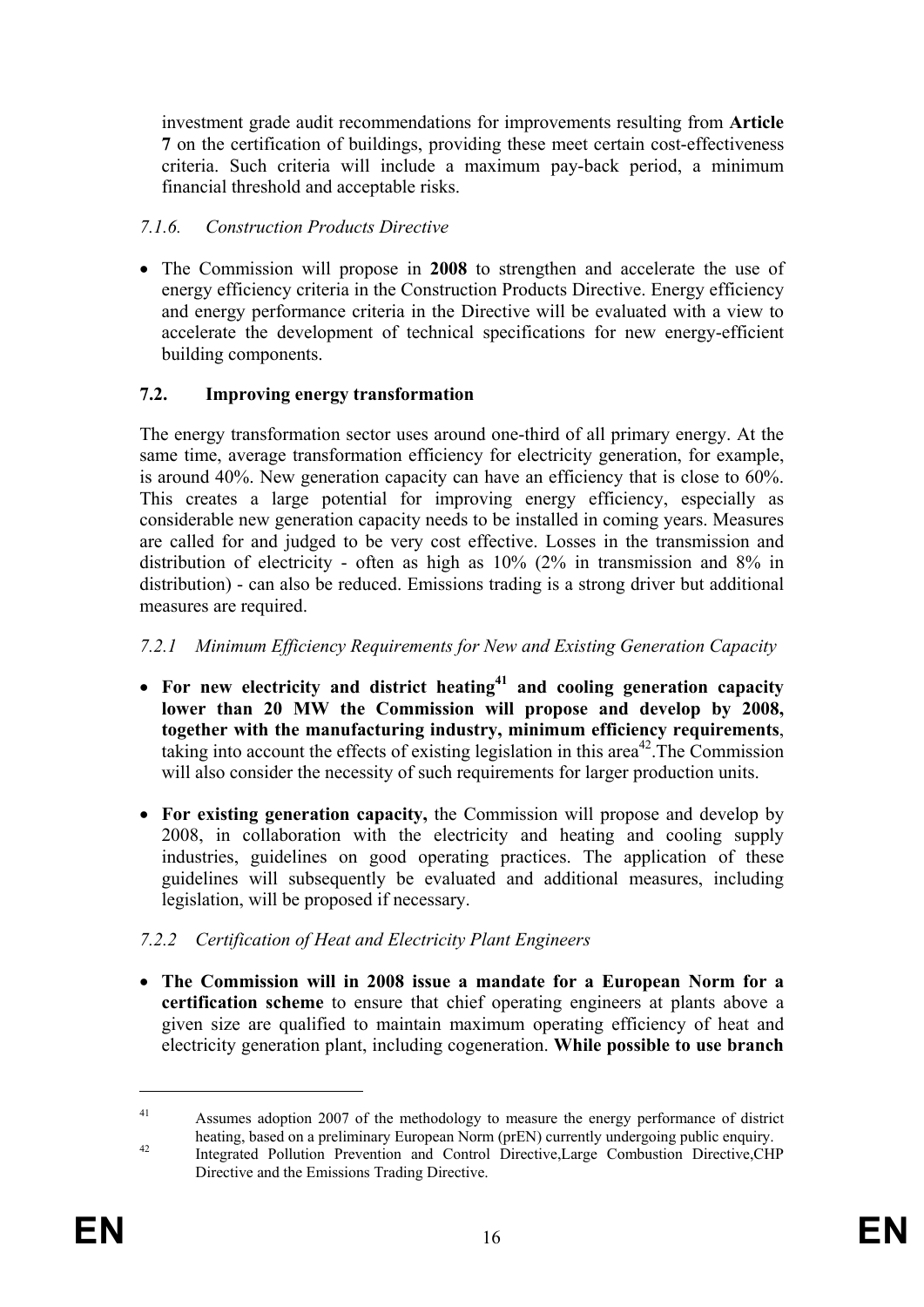investment grade audit recommendations for improvements resulting from **Article 7** on the certification of buildings, providing these meet certain cost-effectiveness criteria. Such criteria will include a maximum pay-back period, a minimum financial threshold and acceptable risks.

#### *7.1.6. Construction Products Directive*

- The Commission will propose in **2008** to strengthen and accelerate the use of energy efficiency criteria in the Construction Products Directive. Energy efficiency and energy performance criteria in the Directive will be evaluated with a view to accelerate the development of technical specifications for new energy-efficient building components.

### **7.2. Improving energy transformation**

The energy transformation sector uses around one-third of all primary energy. At the same time, average transformation efficiency for electricity generation, for example, is around 40%. New generation capacity can have an efficiency that is close to 60%. This creates a large potential for improving energy efficiency, especially as considerable new generation capacity needs to be installed in coming years. Measures are called for and judged to be very cost effective. Losses in the transmission and distribution of electricity - often as high as 10% (2% in transmission and 8% in distribution) - can also be reduced. Emissions trading is a strong driver but additional measures are required.

#### *7.2.1 Minimum Efficiency Requirements for New and Existing Generation Capacity*

- **For new electricity and district heating[41] and cooling generation capacity lower than 20 MW the Commission will propose and develop by 2008, together with the manufacturing industry, minimum efficiency requirements**, taking into account the effects of existing legislation in this area[42].The Commission will also consider the necessity of such requirements for larger production units.
- **For existing generation capacity,** the Commission will propose and develop by 2008, in collaboration with the electricity and heating and cooling supply industries, guidelines on good operating practices. The application of these guidelines will subsequently be evaluated and additional measures, including legislation, will be proposed if necessary.

#### *7.2.2 Certification of Heat and Electricity Plant Engineers*

- **The Commission will in 2008 issue a mandate for a European Norm for a certification scheme** to ensure that chief operating engineers at plants above a given size are qualified to maintain maximum operating efficiency of heat and electricity generation plant, including cogeneration. **While possible to use branch**

---

[41] Assumes adoption 2007 of the methodology to measure the energy performance of district heating, based on a preliminary European Norm (prEN) currently undergoing public enquiry.

[42] Integrated Pollution Prevention and Control Directive,Large Combustion Directive,CHP Directive and the Emissions Trading Directive.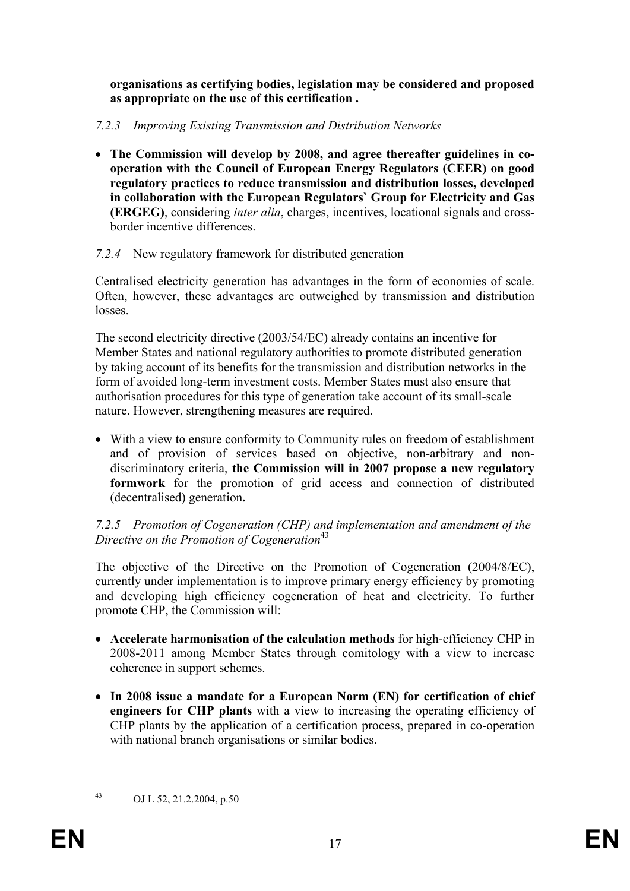**organisations as certifying bodies, legislation may be considered and proposed as appropriate on the use of this certification .**

### *7.2.3 Improving Existing Transmission and Distribution Networks*

- **The Commission will develop by 2008, and agree thereafter guidelines in co-operation with the Council of European Energy Regulators (CEER) on good regulatory practices to reduce transmission and distribution losses, developed in collaboration with the European Regulators` Group for Electricity and Gas (ERGEG)**, considering *inter alia*, charges, incentives, locational signals and cross-border incentive differences.

### *7.2.4* New regulatory framework for distributed generation

Centralised electricity generation has advantages in the form of economies of scale. Often, however, these advantages are outweighed by transmission and distribution losses.

The second electricity directive (2003/54/EC) already contains an incentive for Member States and national regulatory authorities to promote distributed generation by taking account of its benefits for the transmission and distribution networks in the form of avoided long-term investment costs. Member States must also ensure that authorisation procedures for this type of generation take account of its small-scale nature. However, strengthening measures are required.

- With a view to ensure conformity to Community rules on freedom of establishment and of provision of services based on objective, non-arbitrary and non-discriminatory criteria, **the Commission will in 2007 propose a new regulatory formwork** for the promotion of grid access and connection of distributed (decentralised) generation**.**

### *7.2.5 Promotion of Cogeneration (CHP) and implementation and amendment of the Directive on the Promotion of Cogeneration*[43]

The objective of the Directive on the Promotion of Cogeneration (2004/8/EC), currently under implementation is to improve primary energy efficiency by promoting and developing high efficiency cogeneration of heat and electricity. To further promote CHP, the Commission will:

- **Accelerate harmonisation of the calculation methods** for high-efficiency CHP in 2008-2011 among Member States through comitology with a view to increase coherence in support schemes.
- **In 2008 issue a mandate for a European Norm (EN) for certification of chief engineers for CHP plants** with a view to increasing the operating efficiency of CHP plants by the application of a certification process, prepared in co-operation with national branch organisations or similar bodies.

---

[43] OJ L 52, 21.2.2004, p.50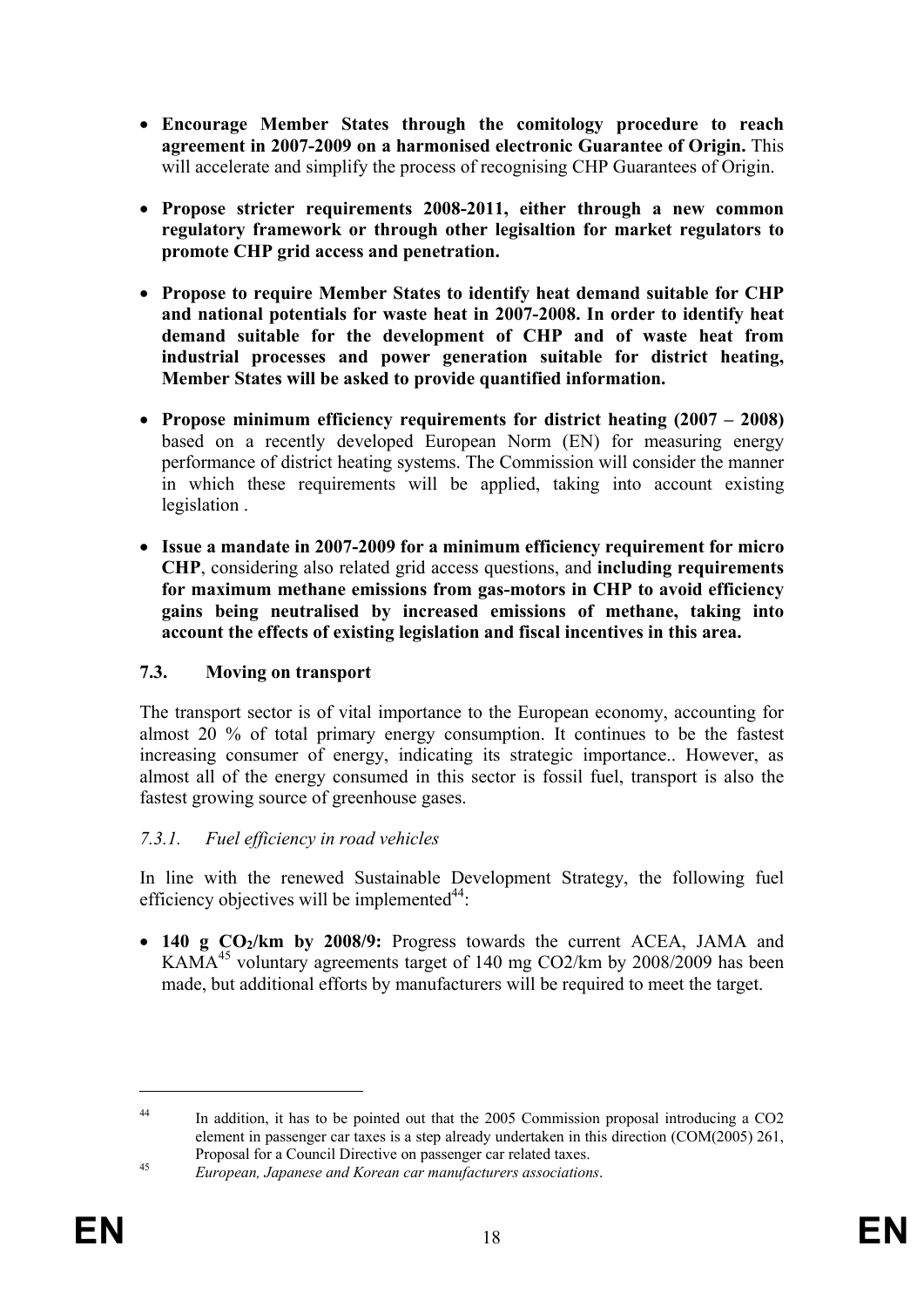- **Encourage Member States through the comitology procedure to reach agreement in 2007-2009 on a harmonised electronic Guarantee of Origin.** This will accelerate and simplify the process of recognising CHP Guarantees of Origin.

- **Propose stricter requirements 2008-2011, either through a new common regulatory framework or through other legisaltion for market regulators to promote CHP grid access and penetration.**

- **Propose to require Member States to identify heat demand suitable for CHP and national potentials for waste heat in 2007-2008. In order to identify heat demand suitable for the development of CHP and of waste heat from industrial processes and power generation suitable for district heating, Member States will be asked to provide quantified information.**

- **Propose minimum efficiency requirements for district heating (2007 – 2008)** based on a recently developed European Norm (EN) for measuring energy performance of district heating systems. The Commission will consider the manner in which these requirements will be applied, taking into account existing legislation .

- **Issue a mandate in 2007-2009 for a minimum efficiency requirement for micro CHP**, considering also related grid access questions, and **including requirements for maximum methane emissions from gas-motors in CHP to avoid efficiency gains being neutralised by increased emissions of methane, taking into account the effects of existing legislation and fiscal incentives in this area.**

### 7.3. Moving on transport

The transport sector is of vital importance to the European economy, accounting for almost 20 % of total primary energy consumption. It continues to be the fastest increasing consumer of energy, indicating its strategic importance.. However, as almost all of the energy consumed in this sector is fossil fuel, transport is also the fastest growing source of greenhouse gases.

#### *7.3.1. Fuel efficiency in road vehicles*

In line with the renewed Sustainable Development Strategy, the following fuel efficiency objectives will be implemented[44]:

- **140 g $CO_2$/km by 2008/9:** Progress towards the current ACEA, JAMA and KAMA[45] voluntary agreements target of 140 mg CO2/km by 2008/2009 has been made, but additional efforts by manufacturers will be required to meet the target.

---

[44] In addition, it has to be pointed out that the 2005 Commission proposal introducing a CO2 element in passenger car taxes is a step already undertaken in this direction (COM(2005) 261, Proposal for a Council Directive on passenger car related taxes.

[45] *European, Japanese and Korean car manufacturers associations*.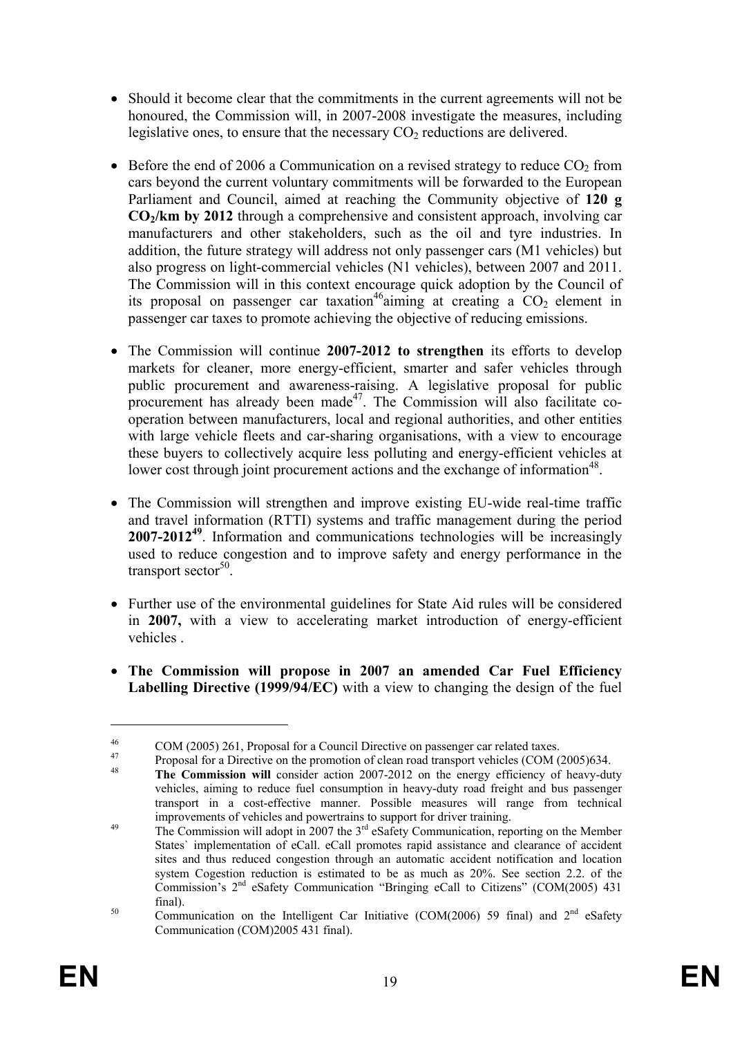- Should it become clear that the commitments in the current agreements will not be honoured, the Commission will, in 2007-2008 investigate the measures, including legislative ones, to ensure that the necessary $CO_2$ reductions are delivered.

- Before the end of 2006 a Communication on a revised strategy to reduce $CO_2$ from cars beyond the current voluntary commitments will be forwarded to the European Parliament and Council, aimed at reaching the Community objective of **120 g $CO_2$/km by 2012** through a comprehensive and consistent approach, involving car manufacturers and other stakeholders, such as the oil and tyre industries. In addition, the future strategy will address not only passenger cars (M1 vehicles) but also progress on light-commercial vehicles (N1 vehicles), between 2007 and 2011. The Commission will in this context encourage quick adoption by the Council of its proposal on passenger car taxation[46]aiming at creating a $CO_2$ element in passenger car taxes to promote achieving the objective of reducing emissions.

- The Commission will continue **2007-2012 to strengthen** its efforts to develop markets for cleaner, more energy-efficient, smarter and safer vehicles through public procurement and awareness-raising. A legislative proposal for public procurement has already been made[47]. The Commission will also facilitate co-operation between manufacturers, local and regional authorities, and other entities with large vehicle fleets and car-sharing organisations, with a view to encourage these buyers to collectively acquire less polluting and energy-efficient vehicles at lower cost through joint procurement actions and the exchange of information[48].

- The Commission will strengthen and improve existing EU-wide real-time traffic and travel information (RTTI) systems and traffic management during the period **2007-2012**[49]. Information and communications technologies will be increasingly used to reduce congestion and to improve safety and energy performance in the transport sector[50].

- Further use of the environmental guidelines for State Aid rules will be considered in **2007,** with a view to accelerating market introduction of energy-efficient vehicles .

- **The Commission will propose in 2007 an amended Car Fuel Efficiency Labelling Directive (1999/94/EC)** with a view to changing the design of the fuel

---

[46] COM (2005) 261, Proposal for a Council Directive on passenger car related taxes.

[47] Proposal for a Directive on the promotion of clean road transport vehicles (COM (2005)634.

[48] **The Commission will** consider action 2007-2012 on the energy efficiency of heavy-duty vehicles, aiming to reduce fuel consumption in heavy-duty road freight and bus passenger transport in a cost-effective manner. Possible measures will range from technical improvements of vehicles and powertrains to support for driver training.

[49] The Commission will adopt in 2007 the 3rd eSafety Communication, reporting on the Member States` implementation of eCall. eCall promotes rapid assistance and clearance of accident sites and thus reduced congestion through an automatic accident notification and location system Cogestion reduction is estimated to be as much as 20%. See section 2.2. of the Commission's 2nd eSafety Communication "Bringing eCall to Citizens" (COM(2005) 431 final).

[50] Communication on the Intelligent Car Initiative (COM(2006) 59 final) and 2nd eSafety Communication (COM)2005 431 final).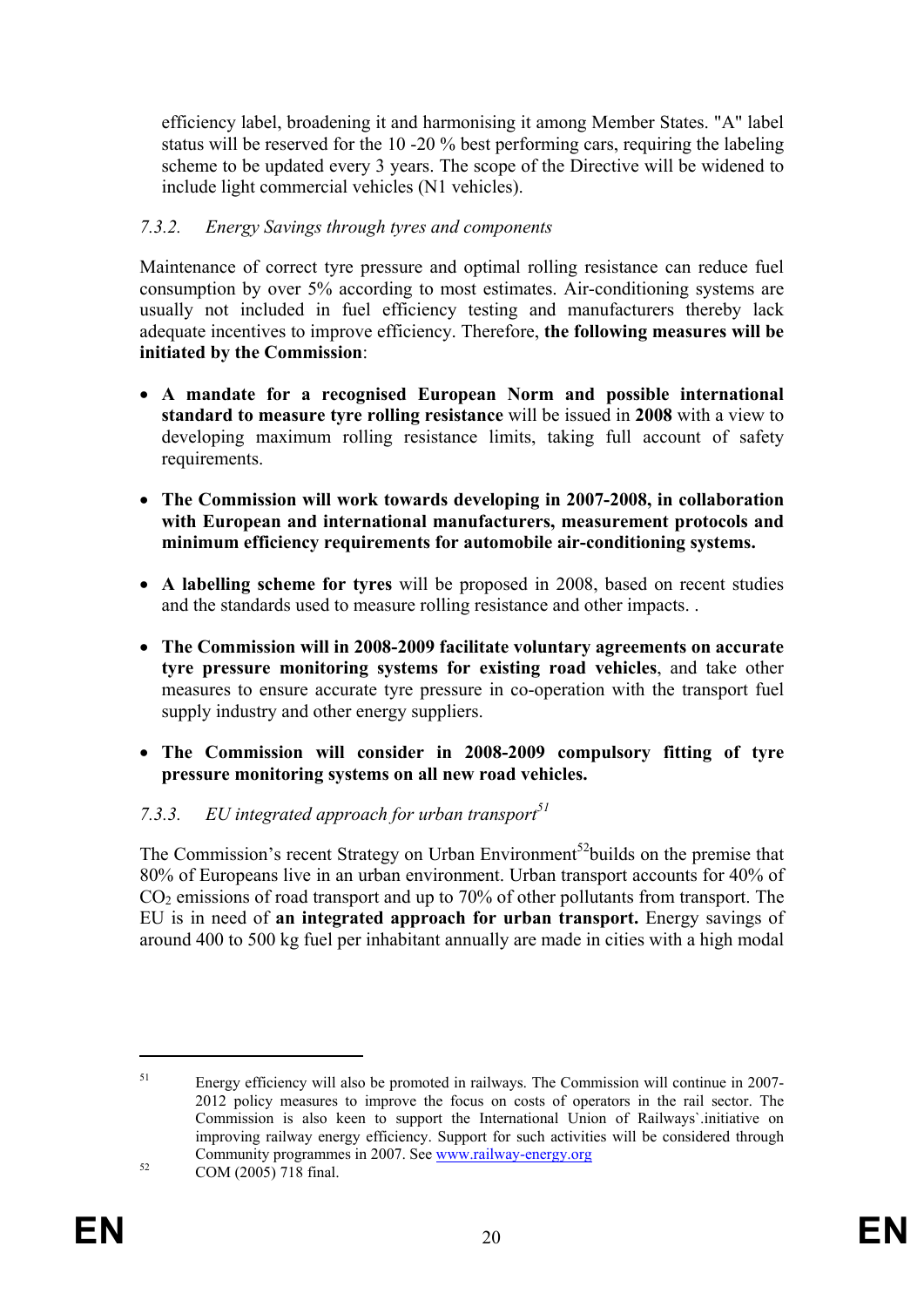efficiency label, broadening it and harmonising it among Member States. "A" label status will be reserved for the 10 -20 % best performing cars, requiring the labeling scheme to be updated every 3 years. The scope of the Directive will be widened to include light commercial vehicles (N1 vehicles).

### *7.3.2. Energy Savings through tyres and components*

Maintenance of correct tyre pressure and optimal rolling resistance can reduce fuel consumption by over 5% according to most estimates. Air-conditioning systems are usually not included in fuel efficiency testing and manufacturers thereby lack adequate incentives to improve efficiency. Therefore, **the following measures will be initiated by the Commission**:

- **A mandate for a recognised European Norm and possible international standard to measure tyre rolling resistance** will be issued in **2008** with a view to developing maximum rolling resistance limits, taking full account of safety requirements.

- **The Commission will work towards developing in 2007-2008, in collaboration with European and international manufacturers, measurement protocols and minimum efficiency requirements for automobile air-conditioning systems.**

- **A labelling scheme for tyres** will be proposed in 2008, based on recent studies and the standards used to measure rolling resistance and other impacts. .

- **The Commission will in 2008-2009 facilitate voluntary agreements on accurate tyre pressure monitoring systems for existing road vehicles**, and take other measures to ensure accurate tyre pressure in co-operation with the transport fuel supply industry and other energy suppliers.

- **The Commission will consider in 2008-2009 compulsory fitting of tyre pressure monitoring systems on all new road vehicles.**

### *7.3.3. EU integrated approach for urban transport*[51]

The Commission's recent Strategy on Urban Environment[52]builds on the premise that 80% of Europeans live in an urban environment. Urban transport accounts for 40% of $CO_2$ emissions of road transport and up to 70% of other pollutants from transport. The EU is in need of **an integrated approach for urban transport.** Energy savings of around 400 to 500 kg fuel per inhabitant annually are made in cities with a high modal

---

[51] Energy efficiency will also be promoted in railways. The Commission will continue in 2007-2012 policy measures to improve the focus on costs of operators in the rail sector. The Commission is also keen to support the International Union of Railways`.initiative on improving railway energy efficiency. Support for such activities will be considered through Community programmes in 2007. See www.railway-energy.org

[52] COM (2005) 718 final.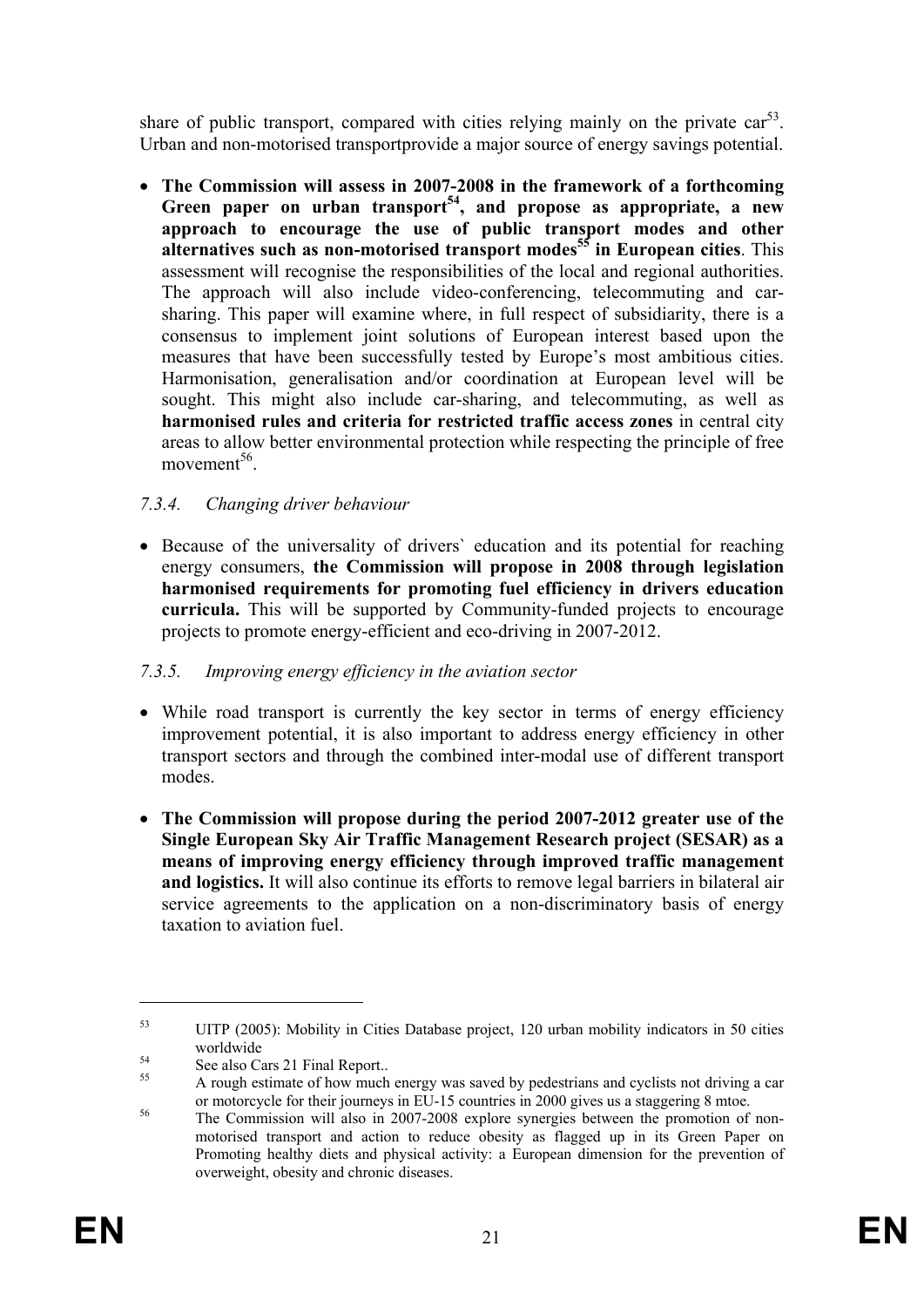share of public transport, compared with cities relying mainly on the private car[53]. Urban and non-motorised transportprovide a major source of energy savings potential.

- **The Commission will assess in 2007-2008 in the framework of a forthcoming Green paper on urban transport[54], and propose as appropriate, a new approach to encourage the use of public transport modes and other alternatives such as non-motorised transport modes[55] in European cities**. This assessment will recognise the responsibilities of the local and regional authorities. The approach will also include video-conferencing, telecommuting and car-sharing. This paper will examine where, in full respect of subsidiarity, there is a consensus to implement joint solutions of European interest based upon the measures that have been successfully tested by Europe's most ambitious cities. Harmonisation, generalisation and/or coordination at European level will be sought. This might also include car-sharing, and telecommuting, as well as **harmonised rules and criteria for restricted traffic access zones** in central city areas to allow better environmental protection while respecting the principle of free movement[56].

### *7.3.4. Changing driver behaviour*

- Because of the universality of drivers` education and its potential for reaching energy consumers, **the Commission will propose in 2008 through legislation harmonised requirements for promoting fuel efficiency in drivers education curricula.** This will be supported by Community-funded projects to encourage projects to promote energy-efficient and eco-driving in 2007-2012.

### *7.3.5. Improving energy efficiency in the aviation sector*

- While road transport is currently the key sector in terms of energy efficiency improvement potential, it is also important to address energy efficiency in other transport sectors and through the combined inter-modal use of different transport modes.

- **The Commission will propose during the period 2007-2012 greater use of the Single European Sky Air Traffic Management Research project (SESAR) as a means of improving energy efficiency through improved traffic management and logistics.** It will also continue its efforts to remove legal barriers in bilateral air service agreements to the application on a non-discriminatory basis of energy taxation to aviation fuel.

---

[53] UITP (2005): Mobility in Cities Database project, 120 urban mobility indicators in 50 cities worldwide

[54] See also Cars 21 Final Report..

[55] A rough estimate of how much energy was saved by pedestrians and cyclists not driving a car or motorcycle for their journeys in EU-15 countries in 2000 gives us a staggering 8 mtoe.

[56] The Commission will also in 2007-2008 explore synergies between the promotion of non-motorised transport and action to reduce obesity as flagged up in its Green Paper on Promoting healthy diets and physical activity: a European dimension for the prevention of overweight, obesity and chronic diseases.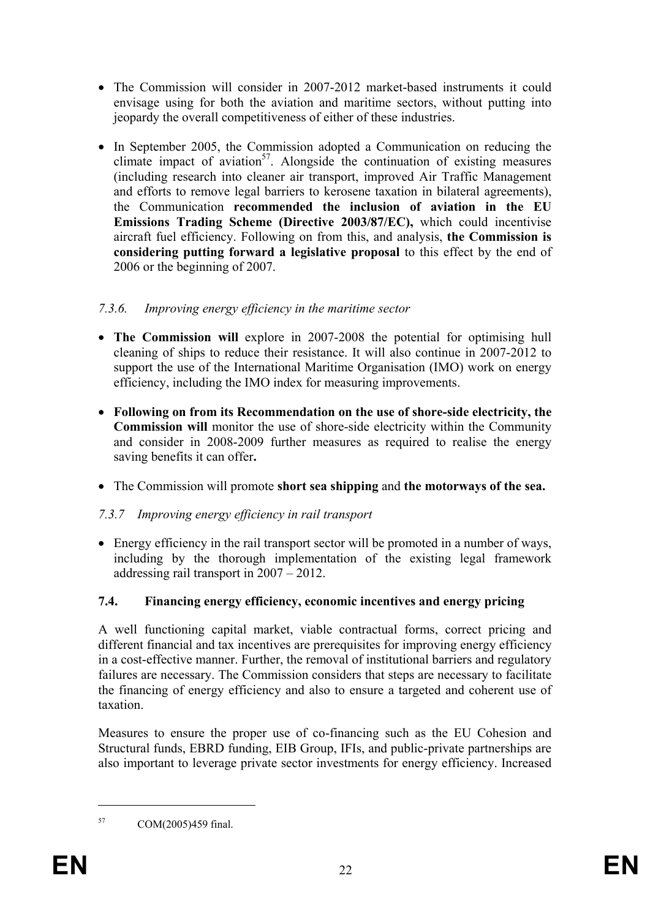- The Commission will consider in 2007-2012 market-based instruments it could envisage using for both the aviation and maritime sectors, without putting into jeopardy the overall competitiveness of either of these industries.

- In September 2005, the Commission adopted a Communication on reducing the climate impact of aviation[57]. Alongside the continuation of existing measures (including research into cleaner air transport, improved Air Traffic Management and efforts to remove legal barriers to kerosene taxation in bilateral agreements), the Communication **recommended the inclusion of aviation in the EU Emissions Trading Scheme (Directive 2003/87/EC),** which could incentivise aircraft fuel efficiency. Following on from this, and analysis, **the Commission is considering putting forward a legislative proposal** to this effect by the end of 2006 or the beginning of 2007.

#### *7.3.6. Improving energy efficiency in the maritime sector*

- **The Commission will** explore in 2007-2008 the potential for optimising hull cleaning of ships to reduce their resistance. It will also continue in 2007-2012 to support the use of the International Maritime Organisation (IMO) work on energy efficiency, including the IMO index for measuring improvements.

- **Following on from its Recommendation on the use of shore-side electricity, the Commission will** monitor the use of shore-side electricity within the Community and consider in 2008-2009 further measures as required to realise the energy saving benefits it can offer**.**

- The Commission will promote **short sea shipping** and **the motorways of the sea.**

#### *7.3.7 Improving energy efficiency in rail transport*

- Energy efficiency in the rail transport sector will be promoted in a number of ways, including by the thorough implementation of the existing legal framework addressing rail transport in 2007 – 2012.

### **7.4. Financing energy efficiency, economic incentives and energy pricing**

A well functioning capital market, viable contractual forms, correct pricing and different financial and tax incentives are prerequisites for improving energy efficiency in a cost-effective manner. Further, the removal of institutional barriers and regulatory failures are necessary. The Commission considers that steps are necessary to facilitate the financing of energy efficiency and also to ensure a targeted and coherent use of taxation.

Measures to ensure the proper use of co-financing such as the EU Cohesion and Structural funds, EBRD funding, EIB Group, IFIs, and public-private partnerships are also important to leverage private sector investments for energy efficiency. Increased

---

[57] COM(2005)459 final.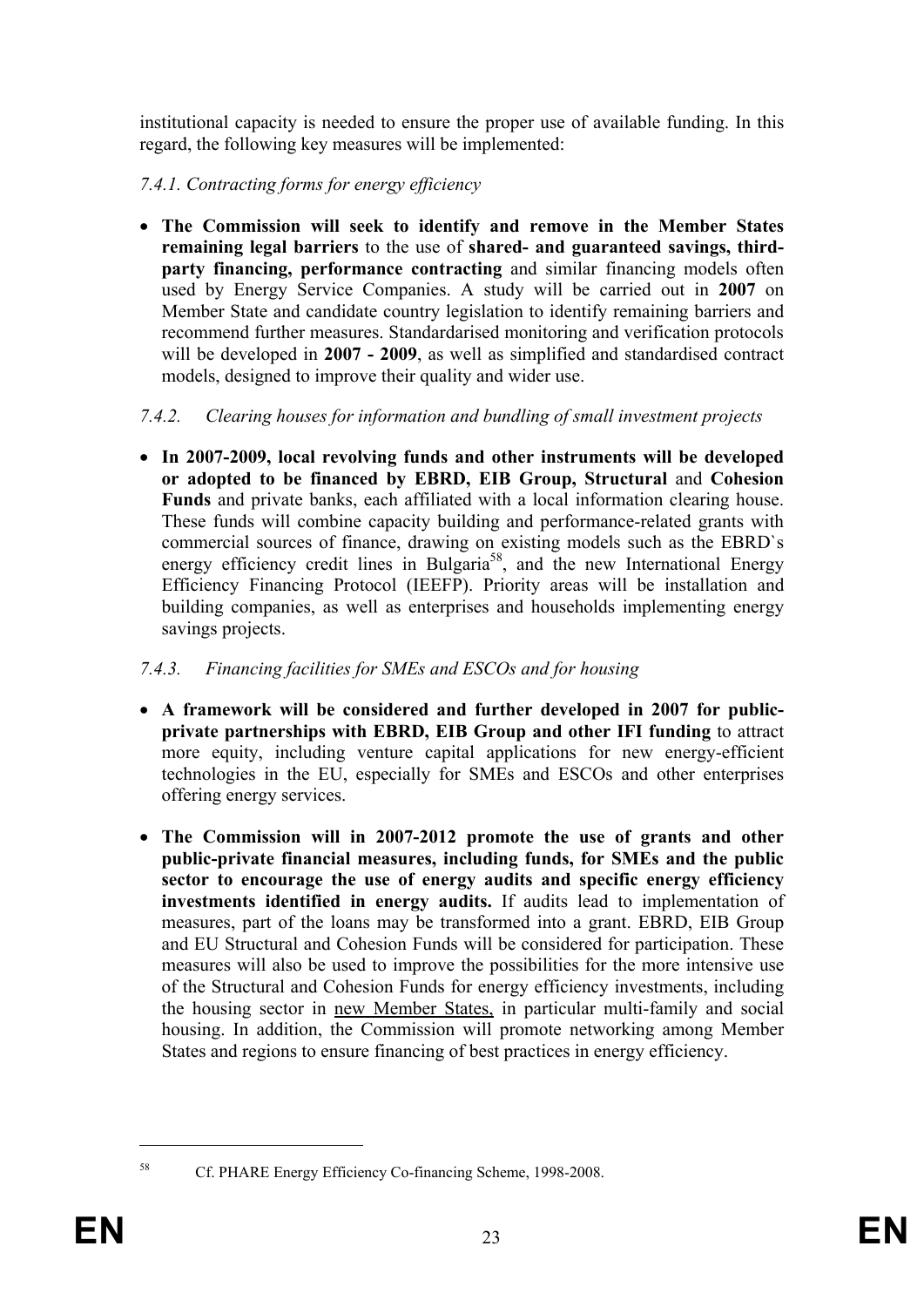institutional capacity is needed to ensure the proper use of available funding. In this regard, the following key measures will be implemented:

*7.4.1. Contracting forms for energy efficiency*

- **The Commission will seek to identify and remove in the Member States remaining legal barriers** to the use of **shared- and guaranteed savings, third-party financing, performance contracting** and similar financing models often used by Energy Service Companies. A study will be carried out in **2007** on Member State and candidate country legislation to identify remaining barriers and recommend further measures. Standardarised monitoring and verification protocols will be developed in **2007 - 2009**, as well as simplified and standardised contract models, designed to improve their quality and wider use.

*7.4.2. Clearing houses for information and bundling of small investment projects*

- **In 2007-2009, local revolving funds and other instruments will be developed or adopted to be financed by EBRD, EIB Group, Structural** and **Cohesion Funds** and private banks, each affiliated with a local information clearing house. These funds will combine capacity building and performance-related grants with commercial sources of finance, drawing on existing models such as the EBRD`s energy efficiency credit lines in Bulgaria[58], and the new International Energy Efficiency Financing Protocol (IEEFP). Priority areas will be installation and building companies, as well as enterprises and households implementing energy savings projects.

*7.4.3. Financing facilities for SMEs and ESCOs and for housing*

- **A framework will be considered and further developed in 2007 for public-private partnerships with EBRD, EIB Group and other IFI funding** to attract more equity, including venture capital applications for new energy-efficient technologies in the EU, especially for SMEs and ESCOs and other enterprises offering energy services.

- **The Commission will in 2007-2012 promote the use of grants and other public-private financial measures, including funds, for SMEs and the public sector to encourage the use of energy audits and specific energy efficiency investments identified in energy audits.** If audits lead to implementation of measures, part of the loans may be transformed into a grant. EBRD, EIB Group and EU Structural and Cohesion Funds will be considered for participation. These measures will also be used to improve the possibilities for the more intensive use of the Structural and Cohesion Funds for energy efficiency investments, including the housing sector in new Member States, in particular multi-family and social housing. In addition, the Commission will promote networking among Member States and regions to ensure financing of best practices in energy efficiency.

---

[58] Cf. PHARE Energy Efficiency Co-financing Scheme, 1998-2008.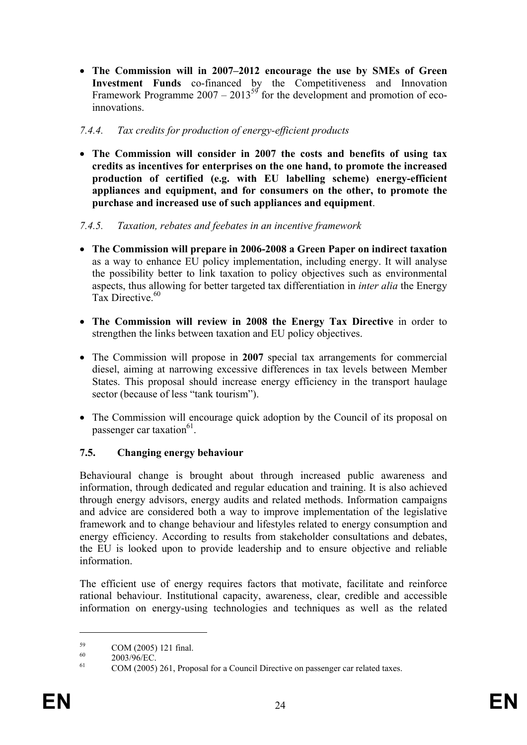- **The Commission will in 2007–2012 encourage the use by SMEs of Green Investment Funds** co-financed by the Competitiveness and Innovation Framework Programme 2007 – 2013[59] for the development and promotion of eco-innovations.

*7.4.4. Tax credits for production of energy-efficient products*

- **The Commission will consider in 2007 the costs and benefits of using tax credits as incentives for enterprises on the one hand, to promote the increased production of certified (e.g. with EU labelling scheme) energy-efficient appliances and equipment, and for consumers on the other, to promote the purchase and increased use of such appliances and equipment**.

*7.4.5. Taxation, rebates and feebates in an incentive framework*

- **The Commission will prepare in 2006-2008 a Green Paper on indirect taxation** as a way to enhance EU policy implementation, including energy. It will analyse the possibility better to link taxation to policy objectives such as environmental aspects, thus allowing for better targeted tax differentiation in *inter alia* the Energy Tax Directive.[60]

- **The Commission will review in 2008 the Energy Tax Directive** in order to strengthen the links between taxation and EU policy objectives.

- The Commission will propose in **2007** special tax arrangements for commercial diesel, aiming at narrowing excessive differences in tax levels between Member States. This proposal should increase energy efficiency in the transport haulage sector (because of less "tank tourism").

- The Commission will encourage quick adoption by the Council of its proposal on passenger car taxation[61].

### 7.5. Changing energy behaviour

Behavioural change is brought about through increased public awareness and information, through dedicated and regular education and training. It is also achieved through energy advisors, energy audits and related methods. Information campaigns and advice are considered both a way to improve implementation of the legislative framework and to change behaviour and lifestyles related to energy consumption and energy efficiency. According to results from stakeholder consultations and debates, the EU is looked upon to provide leadership and to ensure objective and reliable information.

The efficient use of energy requires factors that motivate, facilitate and reinforce rational behaviour. Institutional capacity, awareness, clear, credible and accessible information on energy-using technologies and techniques as well as the related

---

[59] COM (2005) 121 final.

[60] 2003/96/EC.

[61] COM (2005) 261, Proposal for a Council Directive on passenger car related taxes.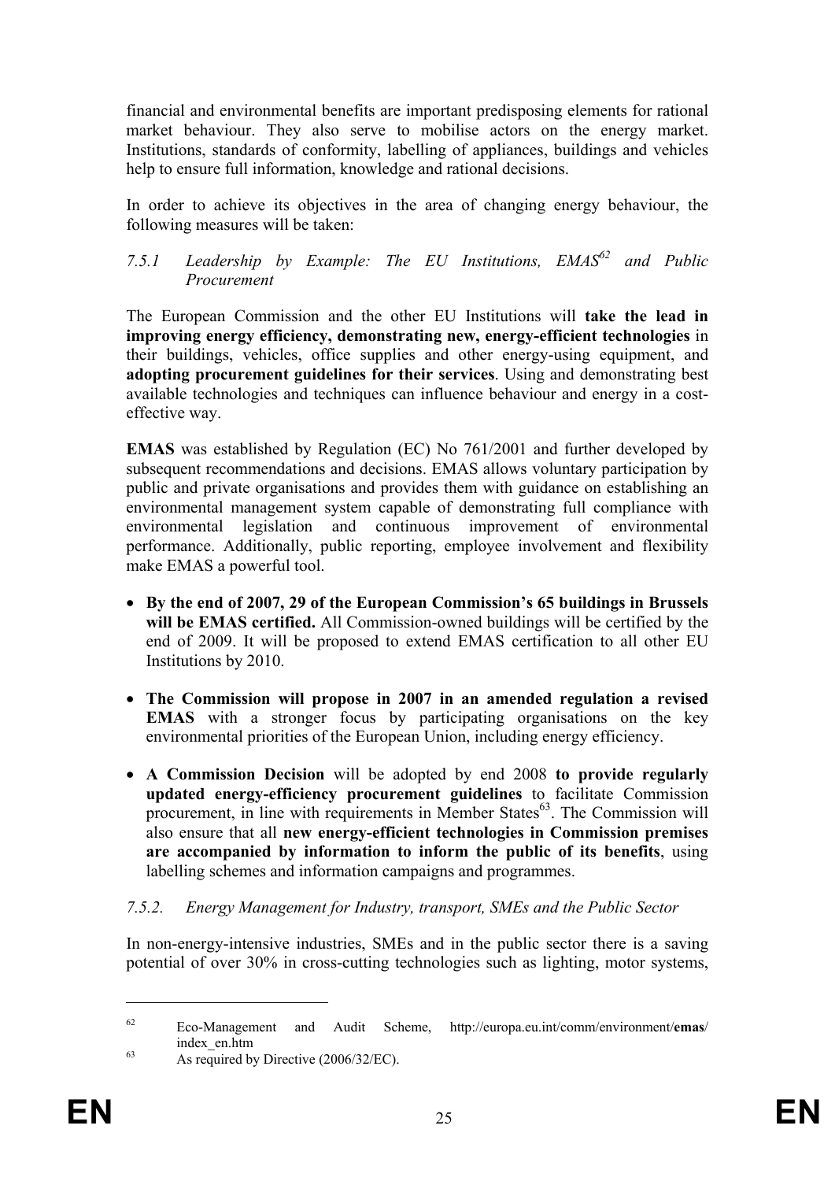financial and environmental benefits are important predisposing elements for rational market behaviour. They also serve to mobilise actors on the energy market. Institutions, standards of conformity, labelling of appliances, buildings and vehicles help to ensure full information, knowledge and rational decisions.

In order to achieve its objectives in the area of changing energy behaviour, the following measures will be taken:

### *7.5.1 Leadership by Example: The EU Institutions, EMAS[62] and Public Procurement*

The European Commission and the other EU Institutions will **take the lead in improving energy efficiency, demonstrating new, energy-efficient technologies** in their buildings, vehicles, office supplies and other energy-using equipment, and **adopting procurement guidelines for their services**. Using and demonstrating best available technologies and techniques can influence behaviour and energy in a cost-effective way.

**EMAS** was established by Regulation (EC) No 761/2001 and further developed by subsequent recommendations and decisions. EMAS allows voluntary participation by public and private organisations and provides them with guidance on establishing an environmental management system capable of demonstrating full compliance with environmental legislation and continuous improvement of environmental performance. Additionally, public reporting, employee involvement and flexibility make EMAS a powerful tool.

- **By the end of 2007, 29 of the European Commission's 65 buildings in Brussels will be EMAS certified.** All Commission-owned buildings will be certified by the end of 2009. It will be proposed to extend EMAS certification to all other EU Institutions by 2010.

- **The Commission will propose in 2007 in an amended regulation a revised EMAS** with a stronger focus by participating organisations on the key environmental priorities of the European Union, including energy efficiency.

- **A Commission Decision** will be adopted by end 2008 **to provide regularly updated energy-efficiency procurement guidelines** to facilitate Commission procurement, in line with requirements in Member States[63]. The Commission will also ensure that all **new energy-efficient technologies in Commission premises are accompanied by information to inform the public of its benefits**, using labelling schemes and information campaigns and programmes.

### *7.5.2. Energy Management for Industry, transport, SMEs and the Public Sector*

In non-energy-intensive industries, SMEs and in the public sector there is a saving potential of over 30% in cross-cutting technologies such as lighting, motor systems,

---

[62] Eco-Management and Audit Scheme, http://europa.eu.int/comm/environment/**emas**/index_en.htm

[63] As required by Directive (2006/32/EC).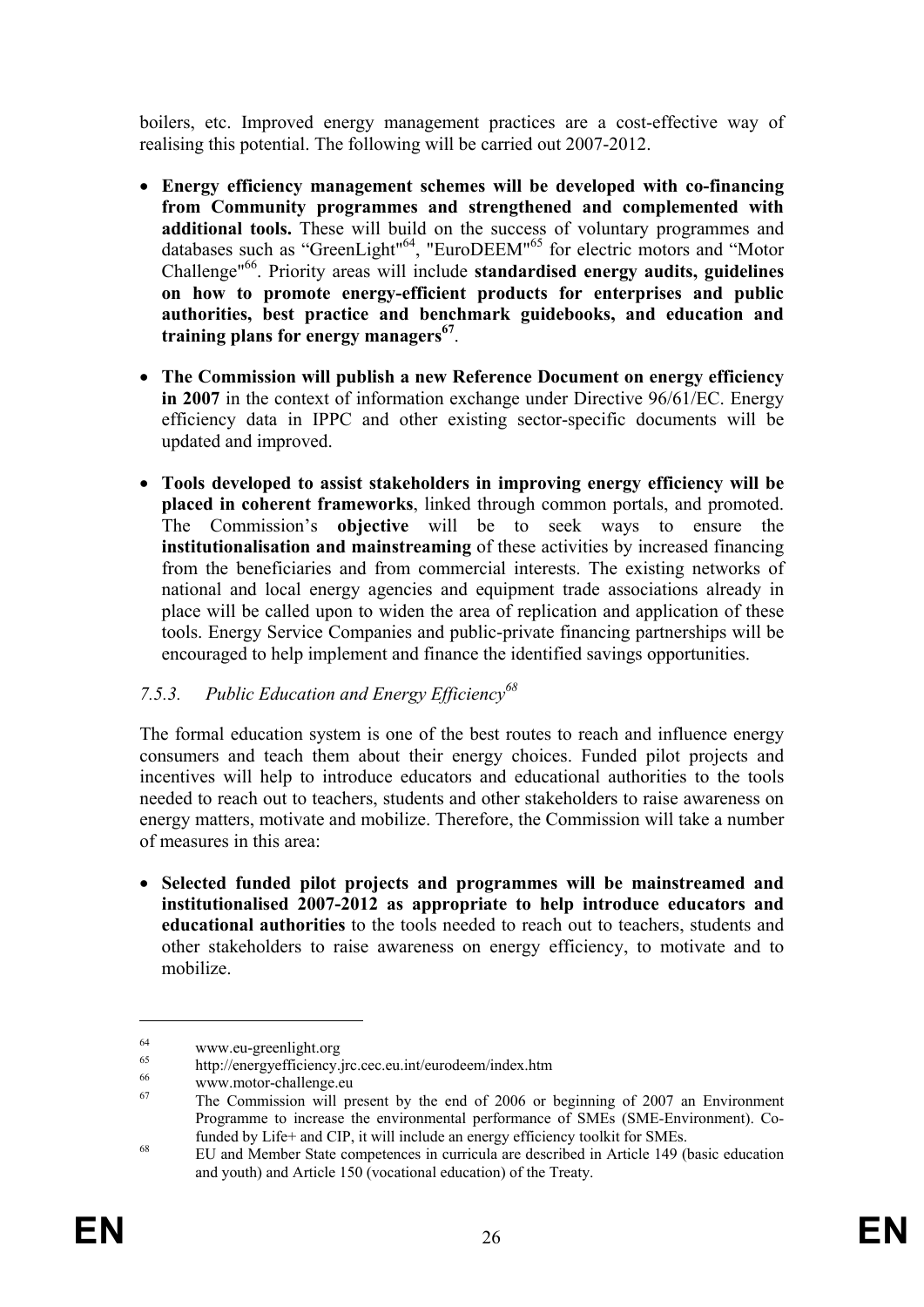boilers, etc. Improved energy management practices are a cost-effective way of realising this potential. The following will be carried out 2007-2012.

- **Energy efficiency management schemes will be developed with co-financing from Community programmes and strengthened and complemented with additional tools.** These will build on the success of voluntary programmes and databases such as "GreenLight"[64], "EuroDEEM"[65] for electric motors and "Motor Challenge"[66]. Priority areas will include **standardised energy audits, guidelines on how to promote energy-efficient products for enterprises and public authorities, best practice and benchmark guidebooks, and education and training plans for energy managers**[67].
- **The Commission will publish a new Reference Document on energy efficiency in 2007** in the context of information exchange under Directive 96/61/EC. Energy efficiency data in IPPC and other existing sector-specific documents will be updated and improved.
- **Tools developed to assist stakeholders in improving energy efficiency will be placed in coherent frameworks**, linked through common portals, and promoted. The Commission's **objective** will be to seek ways to ensure the **institutionalisation and mainstreaming** of these activities by increased financing from the beneficiaries and from commercial interests. The existing networks of national and local energy agencies and equipment trade associations already in place will be called upon to widen the area of replication and application of these tools. Energy Service Companies and public-private financing partnerships will be encouraged to help implement and finance the identified savings opportunities.

### *7.5.3. Public Education and Energy Efficiency*[68]

The formal education system is one of the best routes to reach and influence energy consumers and teach them about their energy choices. Funded pilot projects and incentives will help to introduce educators and educational authorities to the tools needed to reach out to teachers, students and other stakeholders to raise awareness on energy matters, motivate and mobilize. Therefore, the Commission will take a number of measures in this area:

- **Selected funded pilot projects and programmes will be mainstreamed and institutionalised 2007-2012 as appropriate to help introduce educators and educational authorities** to the tools needed to reach out to teachers, students and other stakeholders to raise awareness on energy efficiency, to motivate and to mobilize.

---

[64] www.eu-greenlight.org

[65] http://energyefficiency.jrc.cec.eu.int/eurodeem/index.htm

[66] www.motor-challenge.eu

[67] The Commission will present by the end of 2006 or beginning of 2007 an Environment Programme to increase the environmental performance of SMEs (SME-Environment). Co-funded by Life+ and CIP, it will include an energy efficiency toolkit for SMEs.

[68] EU and Member State competences in curricula are described in Article 149 (basic education and youth) and Article 150 (vocational education) of the Treaty.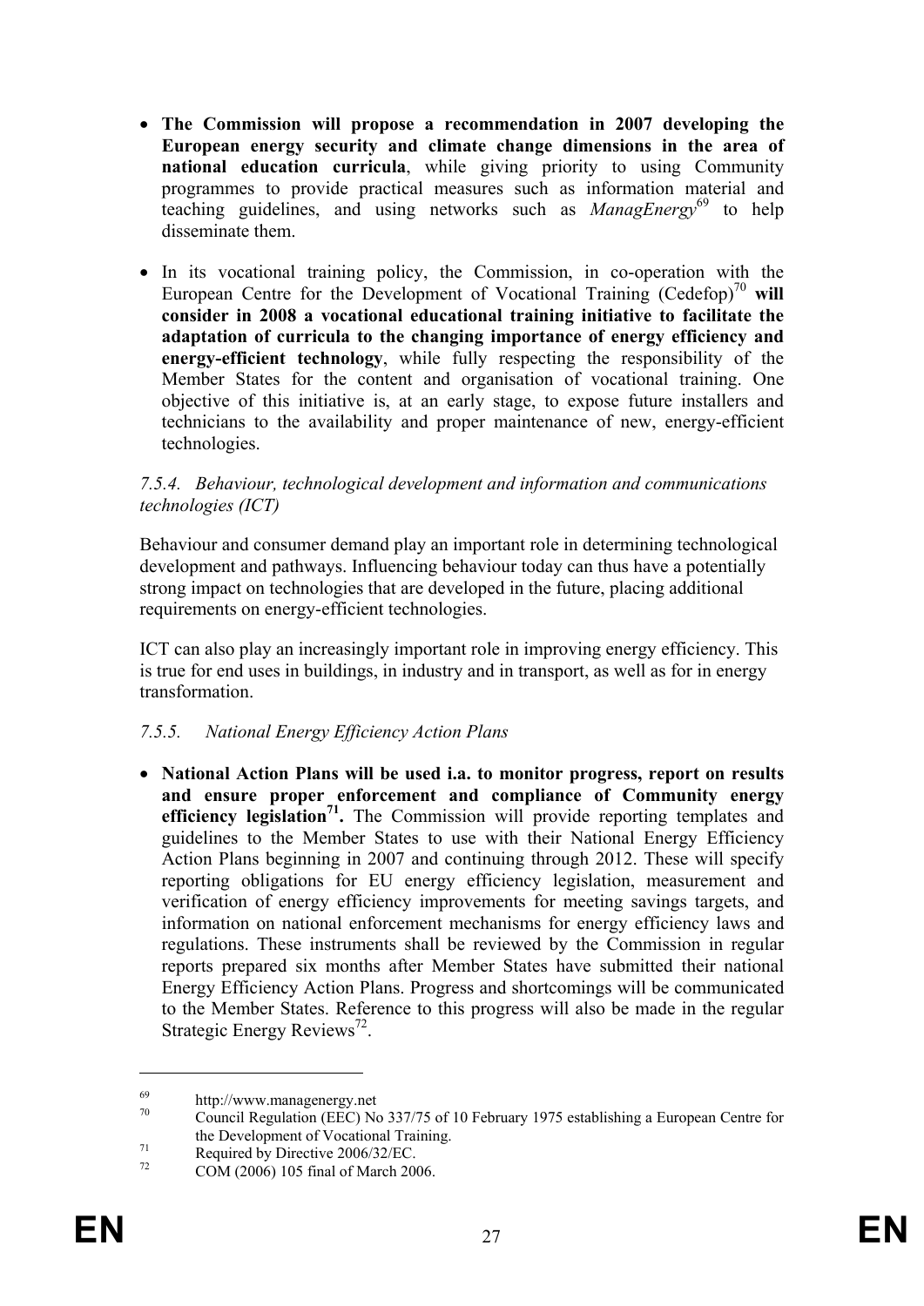- **The Commission will propose a recommendation in 2007 developing the European energy security and climate change dimensions in the area of national education curricula**, while giving priority to using Community programmes to provide practical measures such as information material and teaching guidelines, and using networks such as *ManagEnergy*[69] to help disseminate them.

- In its vocational training policy, the Commission, in co-operation with the European Centre for the Development of Vocational Training (Cedefop)[70] **will consider in 2008 a vocational educational training initiative to facilitate the adaptation of curricula to the changing importance of energy efficiency and energy-efficient technology**, while fully respecting the responsibility of the Member States for the content and organisation of vocational training. One objective of this initiative is, at an early stage, to expose future installers and technicians to the availability and proper maintenance of new, energy-efficient technologies.

### *7.5.4. Behaviour, technological development and information and communications technologies (ICT)*

Behaviour and consumer demand play an important role in determining technological development and pathways. Influencing behaviour today can thus have a potentially strong impact on technologies that are developed in the future, placing additional requirements on energy-efficient technologies.

ICT can also play an increasingly important role in improving energy efficiency. This is true for end uses in buildings, in industry and in transport, as well as for in energy transformation.

### *7.5.5. National Energy Efficiency Action Plans*

- **National Action Plans will be used i.a. to monitor progress, report on results and ensure proper enforcement and compliance of Community energy efficiency legislation[71].** The Commission will provide reporting templates and guidelines to the Member States to use with their National Energy Efficiency Action Plans beginning in 2007 and continuing through 2012. These will specify reporting obligations for EU energy efficiency legislation, measurement and verification of energy efficiency improvements for meeting savings targets, and information on national enforcement mechanisms for energy efficiency laws and regulations. These instruments shall be reviewed by the Commission in regular reports prepared six months after Member States have submitted their national Energy Efficiency Action Plans. Progress and shortcomings will be communicated to the Member States. Reference to this progress will also be made in the regular Strategic Energy Reviews[72].

---

[69] http://www.managenergy.net

[70] Council Regulation (EEC) No 337/75 of 10 February 1975 establishing a European Centre for the Development of Vocational Training.

[71] Required by Directive 2006/32/EC.

[72] COM (2006) 105 final of March 2006.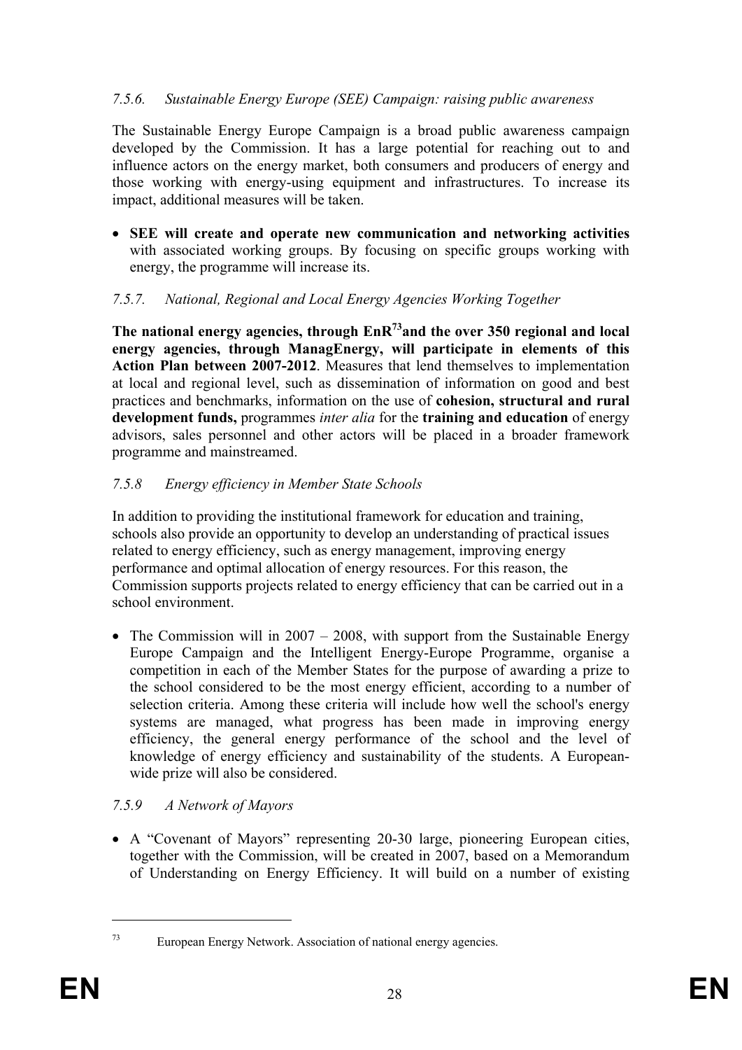#### *7.5.6. Sustainable Energy Europe (SEE) Campaign: raising public awareness*

The Sustainable Energy Europe Campaign is a broad public awareness campaign developed by the Commission. It has a large potential for reaching out to and influence actors on the energy market, both consumers and producers of energy and those working with energy-using equipment and infrastructures. To increase its impact, additional measures will be taken.

- **SEE will create and operate new communication and networking activities** with associated working groups. By focusing on specific groups working with energy, the programme will increase its.

#### *7.5.7. National, Regional and Local Energy Agencies Working Together*

**The national energy agencies, through EnR[73] and the over 350 regional and local energy agencies, through ManagEnergy, will participate in elements of this Action Plan between 2007-2012**. Measures that lend themselves to implementation at local and regional level, such as dissemination of information on good and best practices and benchmarks, information on the use of **cohesion, structural and rural development funds,** programmes *inter alia* for the **training and education** of energy advisors, sales personnel and other actors will be placed in a broader framework programme and mainstreamed.

#### *7.5.8 Energy efficiency in Member State Schools*

In addition to providing the institutional framework for education and training, schools also provide an opportunity to develop an understanding of practical issues related to energy efficiency, such as energy management, improving energy performance and optimal allocation of energy resources. For this reason, the Commission supports projects related to energy efficiency that can be carried out in a school environment.

- The Commission will in 2007 – 2008, with support from the Sustainable Energy Europe Campaign and the Intelligent Energy-Europe Programme, organise a competition in each of the Member States for the purpose of awarding a prize to the school considered to be the most energy efficient, according to a number of selection criteria. Among these criteria will include how well the school's energy systems are managed, what progress has been made in improving energy efficiency, the general energy performance of the school and the level of knowledge of energy efficiency and sustainability of the students. A European-wide prize will also be considered.

#### *7.5.9 A Network of Mayors*

- A "Covenant of Mayors" representing 20-30 large, pioneering European cities, together with the Commission, will be created in 2007, based on a Memorandum of Understanding on Energy Efficiency. It will build on a number of existing

---

[73] European Energy Network. Association of national energy agencies.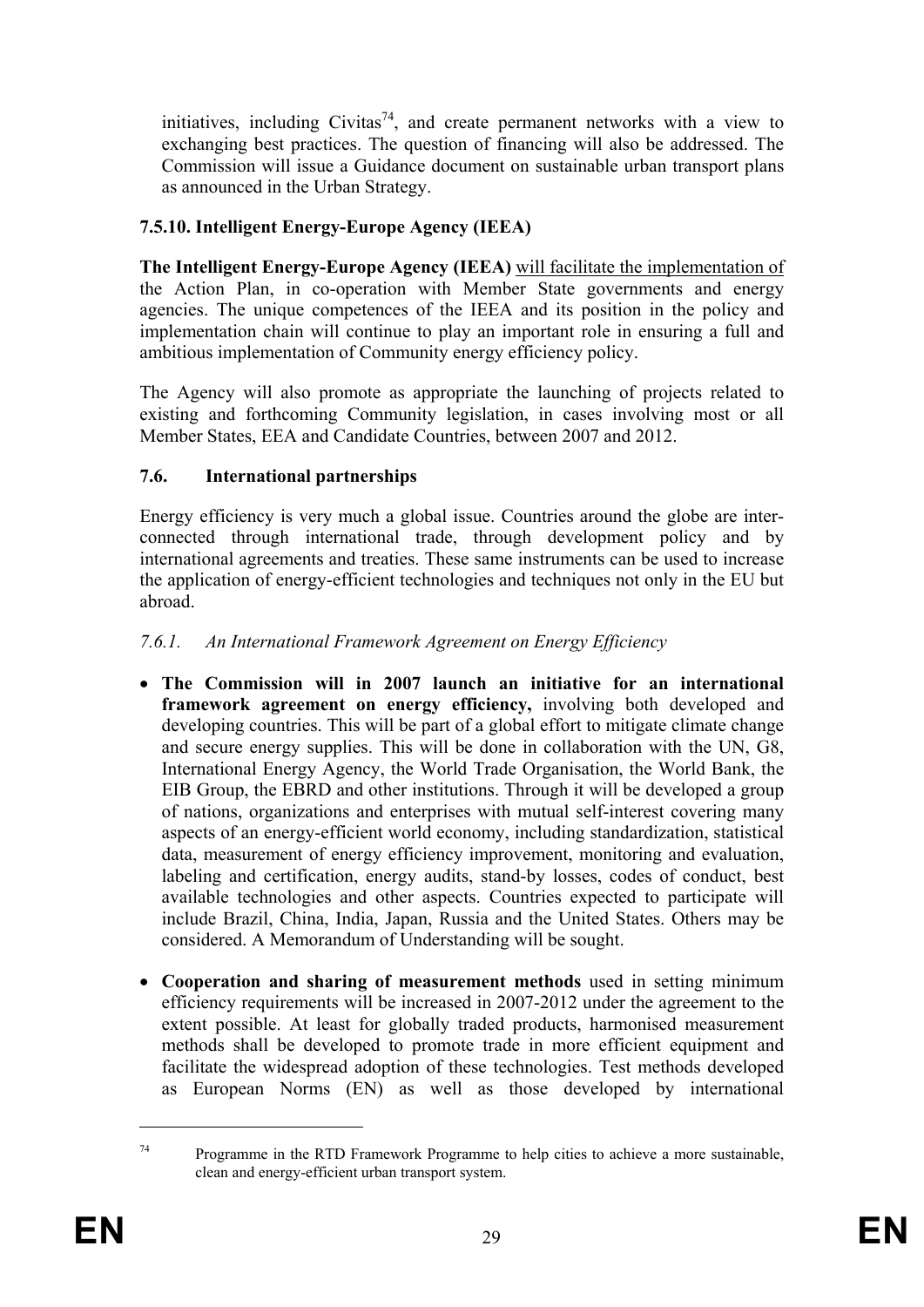initiatives, including Civitas[74], and create permanent networks with a view to exchanging best practices. The question of financing will also be addressed. The Commission will issue a Guidance document on sustainable urban transport plans as announced in the Urban Strategy.

### 7.5.10. Intelligent Energy-Europe Agency (IEEA)

**The Intelligent Energy-Europe Agency (IEEA)** will facilitate the implementation of the Action Plan, in co-operation with Member State governments and energy agencies. The unique competences of the IEEA and its position in the policy and implementation chain will continue to play an important role in ensuring a full and ambitious implementation of Community energy efficiency policy.

The Agency will also promote as appropriate the launching of projects related to existing and forthcoming Community legislation, in cases involving most or all Member States, EEA and Candidate Countries, between 2007 and 2012.

## 7.6. International partnerships

Energy efficiency is very much a global issue. Countries around the globe are inter-connected through international trade, through development policy and by international agreements and treaties. These same instruments can be used to increase the application of energy-efficient technologies and techniques not only in the EU but abroad.

### *7.6.1. An International Framework Agreement on Energy Efficiency*

- **The Commission will in 2007 launch an initiative for an international framework agreement on energy efficiency,** involving both developed and developing countries. This will be part of a global effort to mitigate climate change and secure energy supplies. This will be done in collaboration with the UN, G8, International Energy Agency, the World Trade Organisation, the World Bank, the EIB Group, the EBRD and other institutions. Through it will be developed a group of nations, organizations and enterprises with mutual self-interest covering many aspects of an energy-efficient world economy, including standardization, statistical data, measurement of energy efficiency improvement, monitoring and evaluation, labeling and certification, energy audits, stand-by losses, codes of conduct, best available technologies and other aspects. Countries expected to participate will include Brazil, China, India, Japan, Russia and the United States. Others may be considered. A Memorandum of Understanding will be sought.

- **Cooperation and sharing of measurement methods** used in setting minimum efficiency requirements will be increased in 2007-2012 under the agreement to the extent possible. At least for globally traded products, harmonised measurement methods shall be developed to promote trade in more efficient equipment and facilitate the widespread adoption of these technologies. Test methods developed as European Norms (EN) as well as those developed by international

---

[74] Programme in the RTD Framework Programme to help cities to achieve a more sustainable, clean and energy-efficient urban transport system.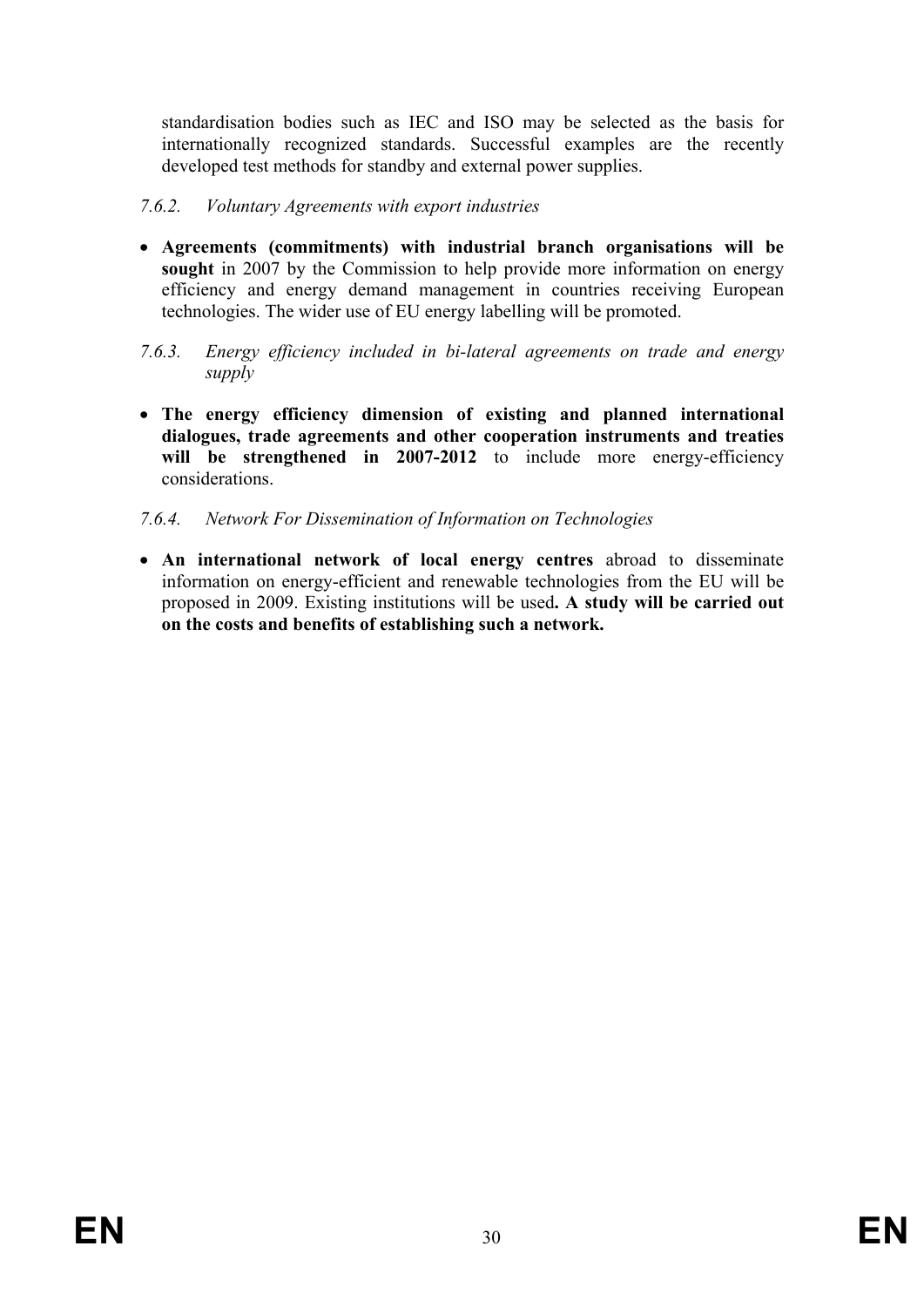standardisation bodies such as IEC and ISO may be selected as the basis for internationally recognized standards. Successful examples are the recently developed test methods for standby and external power supplies.

*7.6.2. Voluntary Agreements with export industries*

- **Agreements (commitments) with industrial branch organisations will be sought** in 2007 by the Commission to help provide more information on energy efficiency and energy demand management in countries receiving European technologies. The wider use of EU energy labelling will be promoted.

*7.6.3. Energy efficiency included in bi-lateral agreements on trade and energy supply*

- **The energy efficiency dimension of existing and planned international dialogues, trade agreements and other cooperation instruments and treaties will be strengthened in 2007-2012** to include more energy-efficiency considerations.

*7.6.4. Network For Dissemination of Information on Technologies*

- **An international network of local energy centres** abroad to disseminate information on energy-efficient and renewable technologies from the EU will be proposed in 2009. Existing institutions will be used**. A study will be carried out on the costs and benefits of establishing such a network.**